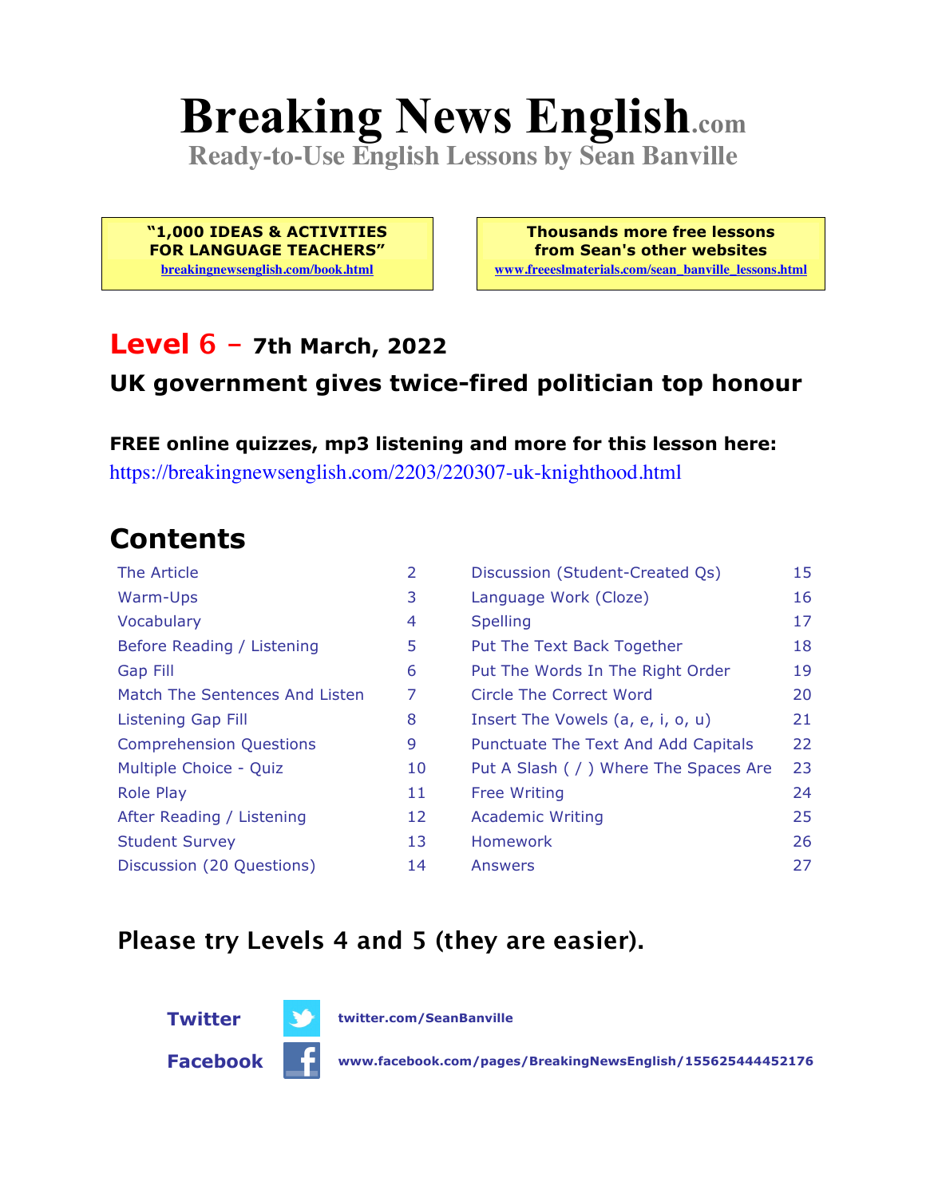# Breaking News English.com

**Ready-to-Use English Lessons by Sean Banville**

**"1,000 IDEAS & ACTIVITIES FOR LANGUAGE TEACHERS"**
breakingnewsenglish.com/book.html

**Thousands more free lessons from Sean's other websites**
www.freeeslmaterials.com/sean_banville_lessons.html

## Level 6 – 7th March, 2022

### UK government gives twice-fired politician top honour

**FREE online quizzes, mp3 listening and more for this lesson here:**
https://breakingnewsenglish.com/2203/220307-uk-knighthood.html

## Contents

| | | | |
|---|---|---|---|
| The Article | 2 | Discussion (Student-Created Qs) | 15 |
| Warm-Ups | 3 | Language Work (Cloze) | 16 |
| Vocabulary | 4 | Spelling | 17 |
| Before Reading / Listening | 5 | Put The Text Back Together | 18 |
| Gap Fill | 6 | Put The Words In The Right Order | 19 |
| Match The Sentences And Listen | 7 | Circle The Correct Word | 20 |
| Listening Gap Fill | 8 | Insert The Vowels (a, e, i, o, u) | 21 |
| Comprehension Questions | 9 | Punctuate The Text And Add Capitals | 22 |
| Multiple Choice - Quiz | 10 | Put A Slash ( / ) Where The Spaces Are | 23 |
| Role Play | 11 | Free Writing | 24 |
| After Reading / Listening | 12 | Academic Writing | 25 |
| Student Survey | 13 | Homework | 26 |
| Discussion (20 Questions) | 14 | Answers | 27 |

**Please try Levels 4 and 5 (they are easier).**

**Twitter** twitter.com/SeanBanville

**Facebook** www.facebook.com/pages/BreakingNewsEnglish/155625444452176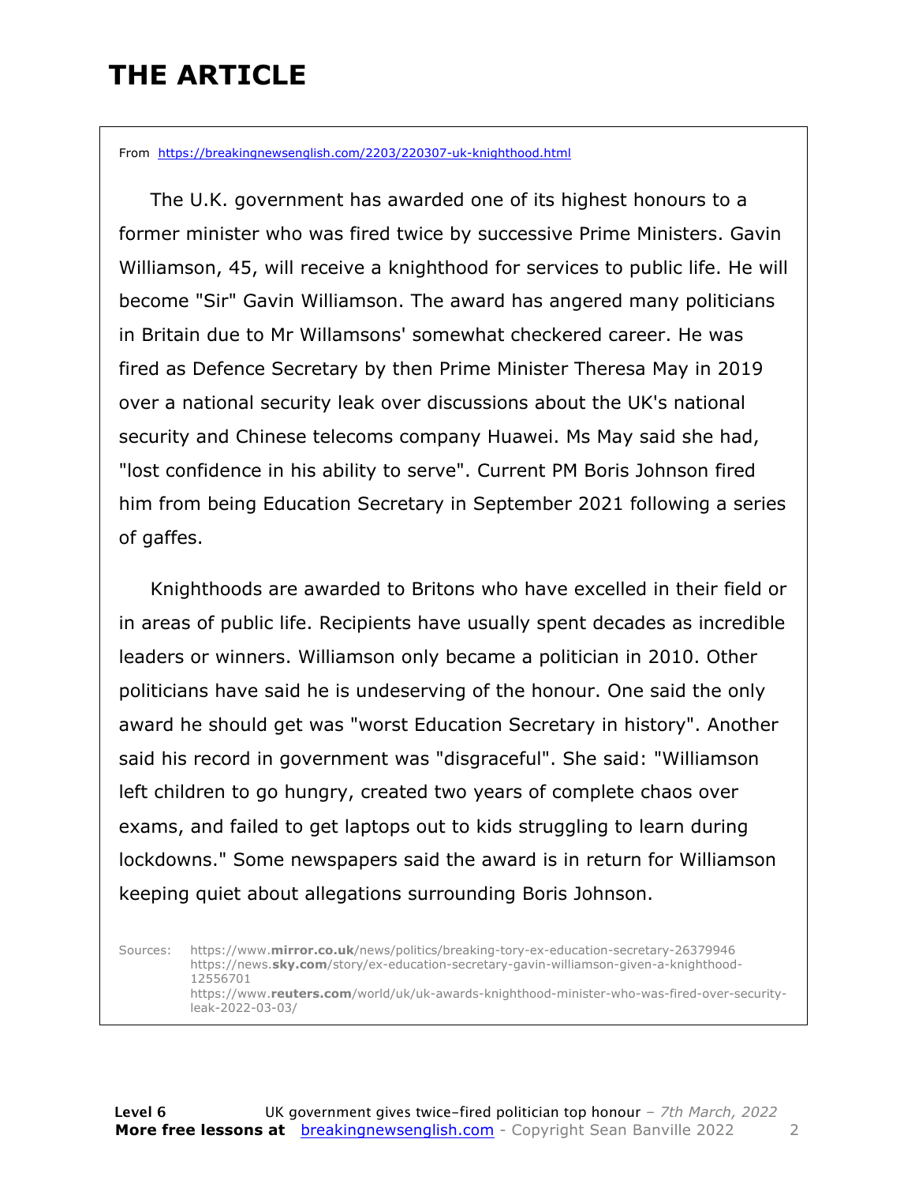# THE ARTICLE

From https://breakingnewsenglish.com/2203/220307-uk-knighthood.html

The U.K. government has awarded one of its highest honours to a former minister who was fired twice by successive Prime Ministers. Gavin Williamson, 45, will receive a knighthood for services to public life. He will become "Sir" Gavin Williamson. The award has angered many politicians in Britain due to Mr Willamsons' somewhat checkered career. He was fired as Defence Secretary by then Prime Minister Theresa May in 2019 over a national security leak over discussions about the UK's national security and Chinese telecoms company Huawei. Ms May said she had, "lost confidence in his ability to serve". Current PM Boris Johnson fired him from being Education Secretary in September 2021 following a series of gaffes.

Knighthoods are awarded to Britons who have excelled in their field or in areas of public life. Recipients have usually spent decades as incredible leaders or winners. Williamson only became a politician in 2010. Other politicians have said he is undeserving of the honour. One said the only award he should get was "worst Education Secretary in history". Another said his record in government was "disgraceful". She said: "Williamson left children to go hungry, created two years of complete chaos over exams, and failed to get laptops out to kids struggling to learn during lockdowns." Some newspapers said the award is in return for Williamson keeping quiet about allegations surrounding Boris Johnson.

Sources: https://www.mirror.co.uk/news/politics/breaking-tory-ex-education-secretary-26379946
https://news.sky.com/story/ex-education-secretary-gavin-williamson-given-a-knighthood-12556701
https://www.reuters.com/world/uk/uk-awards-knighthood-minister-who-was-fired-over-security-leak-2022-03-03/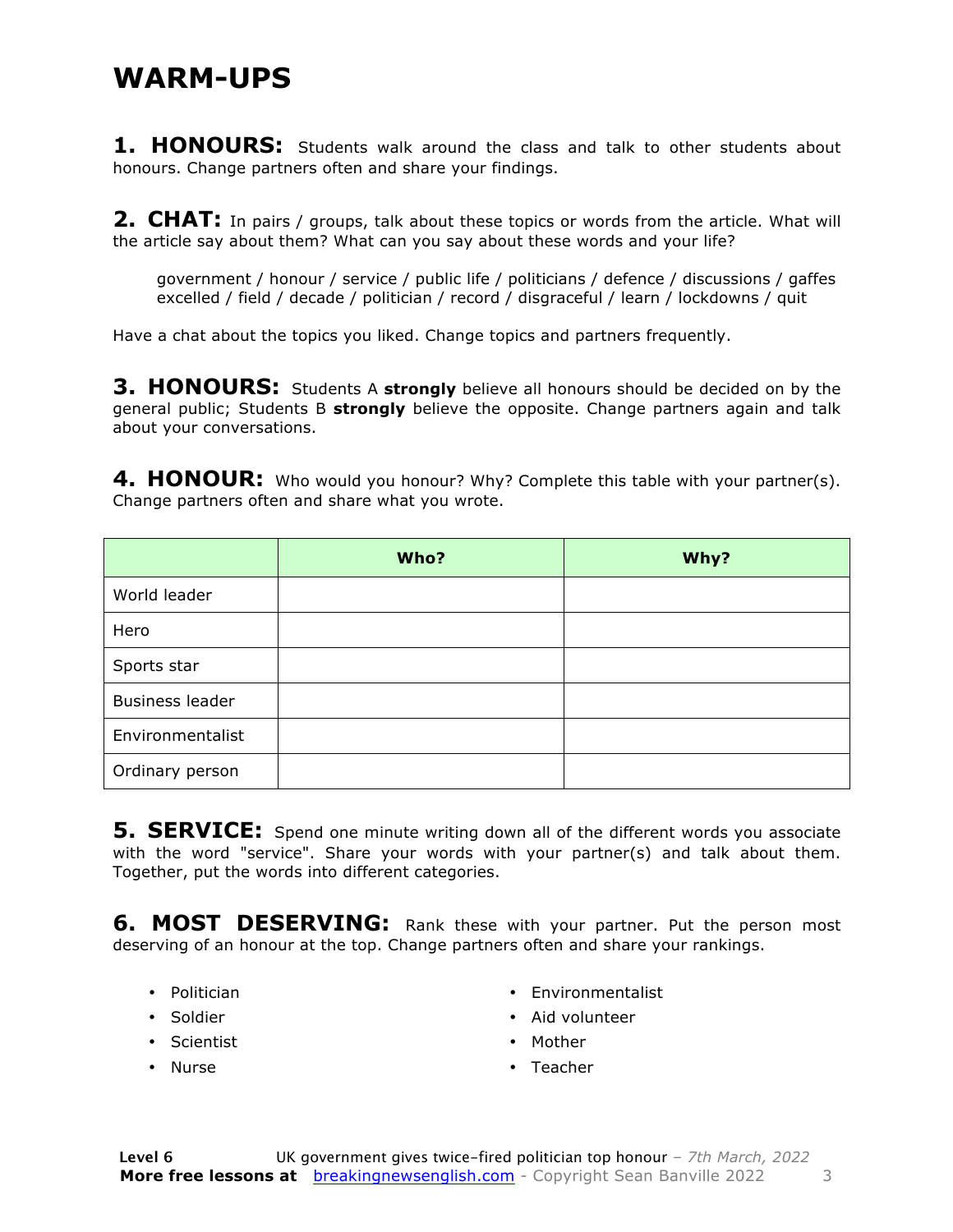# WARM-UPS

**1. HONOURS:** Students walk around the class and talk to other students about honours. Change partners often and share your findings.

**2. CHAT:** In pairs / groups, talk about these topics or words from the article. What will the article say about them? What can you say about these words and your life?

> government / honour / service / public life / politicians / defence / discussions / gaffes
> excelled / field / decade / politician / record / disgraceful / learn / lockdowns / quit

Have a chat about the topics you liked. Change topics and partners frequently.

**3. HONOURS:** Students A **strongly** believe all honours should be decided on by the general public; Students B **strongly** believe the opposite. Change partners again and talk about your conversations.

**4. HONOUR:** Who would you honour? Why? Complete this table with your partner(s). Change partners often and share what you wrote.

| | **Who?** | **Why?** |
|---|---|---|
| World leader | | |
| Hero | | |
| Sports star | | |
| Business leader | | |
| Environmentalist | | |
| Ordinary person | | |

**5. SERVICE:** Spend one minute writing down all of the different words you associate with the word "service". Share your words with your partner(s) and talk about them. Together, put the words into different categories.

**6. MOST DESERVING:** Rank these with your partner. Put the person most deserving of an honour at the top. Change partners often and share your rankings.

- Politician
- Soldier
- Scientist
- Nurse
- Environmentalist
- Aid volunteer
- Mother
- Teacher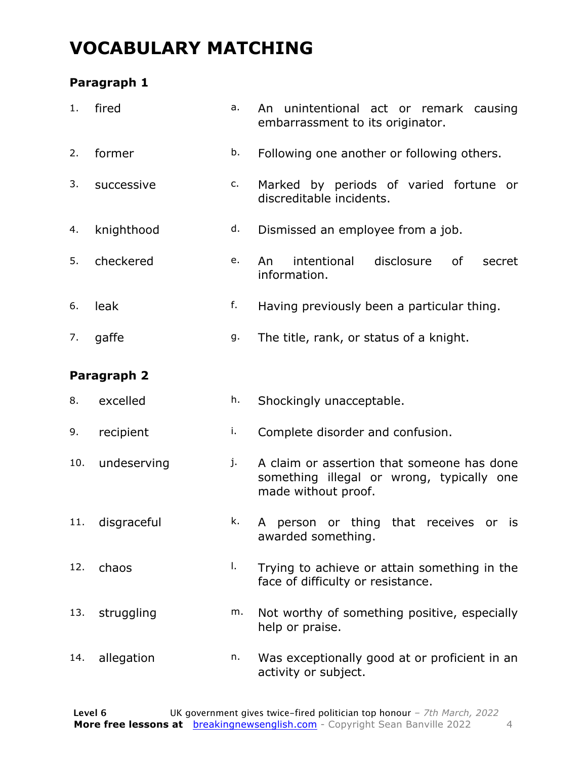# VOCABULARY MATCHING

### Paragraph 1

| | | | |
|---|---|---|---|
| 1. | fired | a. | An unintentional act or remark causing embarrassment to its originator. |
| 2. | former | b. | Following one another or following others. |
| 3. | successive | c. | Marked by periods of varied fortune or discreditable incidents. |
| 4. | knighthood | d. | Dismissed an employee from a job. |
| 5. | checkered | e. | An intentional disclosure of secret information. |
| 6. | leak | f. | Having previously been a particular thing. |
| 7. | gaffe | g. | The title, rank, or status of a knight. |

### Paragraph 2

| | | | |
|---|---|---|---|
| 8. | excelled | h. | Shockingly unacceptable. |
| 9. | recipient | i. | Complete disorder and confusion. |
| 10. | undeserving | j. | A claim or assertion that someone has done something illegal or wrong, typically one made without proof. |
| 11. | disgraceful | k. | A person or thing that receives or is awarded something. |
| 12. | chaos | l. | Trying to achieve or attain something in the face of difficulty or resistance. |
| 13. | struggling | m. | Not worthy of something positive, especially help or praise. |
| 14. | allegation | n. | Was exceptionally good at or proficient in an activity or subject. |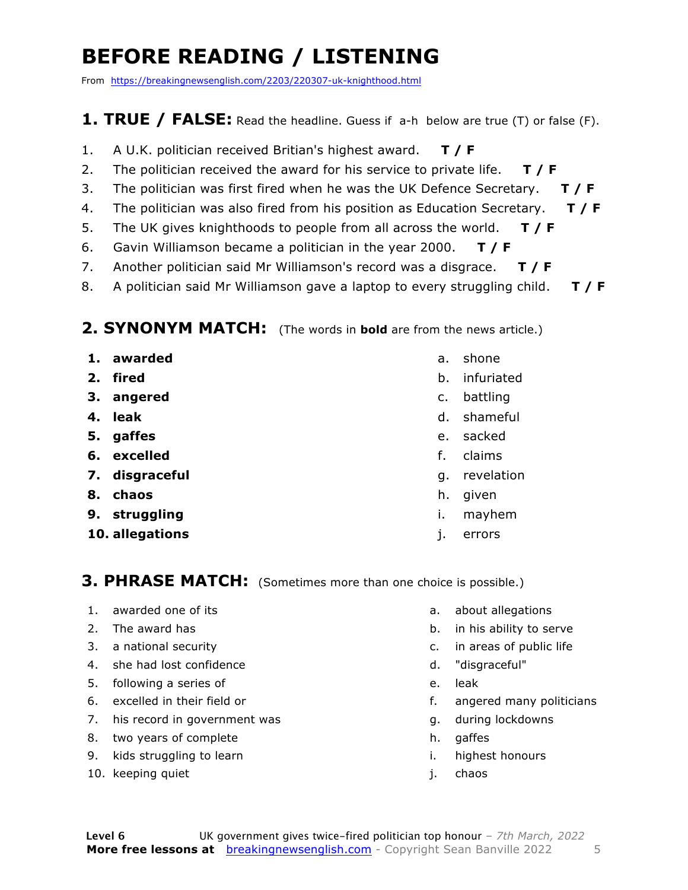# BEFORE READING / LISTENING

From https://breakingnewsenglish.com/2203/220307-uk-knighthood.html

## 1. TRUE / FALSE: Read the headline. Guess if a-h below are true (T) or false (F).

1. A U.K. politician received Britian's highest award. **T / F**
2. The politician received the award for his service to private life. **T / F**
3. The politician was first fired when he was the UK Defence Secretary. **T / F**
4. The politician was also fired from his position as Education Secretary. **T / F**
5. The UK gives knighthoods to people from all across the world. **T / F**
6. Gavin Williamson became a politician in the year 2000. **T / F**
7. Another politician said Mr Williamson's record was a disgrace. **T / F**
8. A politician said Mr Williamson gave a laptop to every struggling child. **T / F**

## 2. SYNONYM MATCH: (The words in **bold** are from the news article.)

1. **awarded**
2. **fired**
3. **angered**
4. **leak**
5. **gaffes**
6. **excelled**
7. **disgraceful**
8. **chaos**
9. **struggling**
10. **allegations**

a. shone
b. infuriated
c. battling
d. shameful
e. sacked
f. claims
g. revelation
h. given
i. mayhem
j. errors

## 3. PHRASE MATCH: (Sometimes more than one choice is possible.)

1. awarded one of its
2. The award has
3. a national security
4. she had lost confidence
5. following a series of
6. excelled in their field or
7. his record in government was
8. two years of complete
9. kids struggling to learn
10. keeping quiet

a. about allegations
b. in his ability to serve
c. in areas of public life
d. "disgraceful"
e. leak
f. angered many politicians
g. during lockdowns
h. gaffes
i. highest honours
j. chaos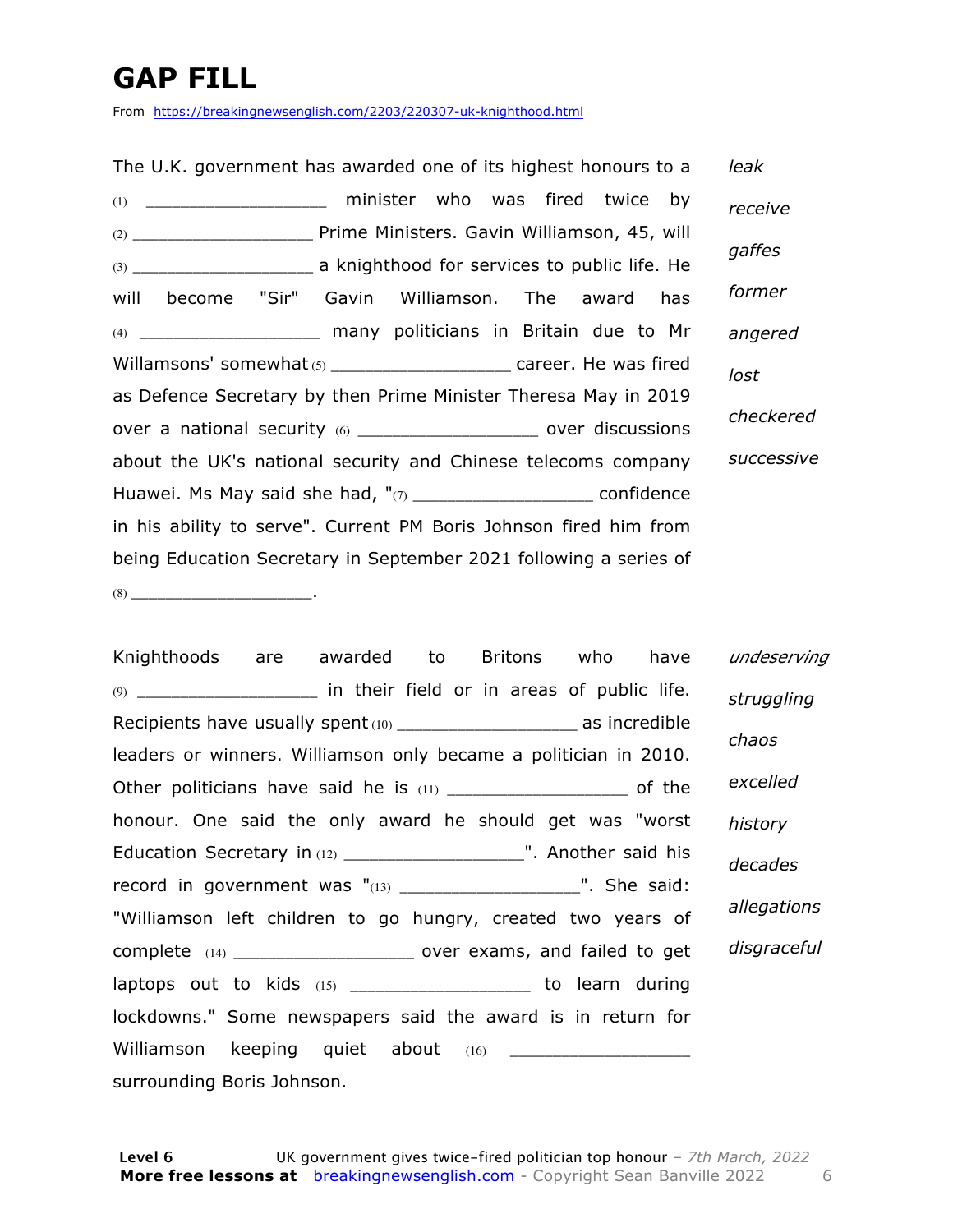# GAP FILL

From https://breakingnewsenglish.com/2203/220307-uk-knighthood.html

The U.K. government has awarded one of its highest honours to a (1) __________________ minister who was fired twice by (2) __________________ Prime Ministers. Gavin Williamson, 45, will (3) __________________ a knighthood for services to public life. He will become "Sir" Gavin Williamson. The award has (4) __________________ many politicians in Britain due to Mr Willamsons' somewhat (5) __________________ career. He was fired as Defence Secretary by then Prime Minister Theresa May in 2019 over a national security (6) __________________ over discussions about the UK's national security and Chinese telecoms company Huawei. Ms May said she had, "(7) __________________ confidence in his ability to serve". Current PM Boris Johnson fired him from being Education Secretary in September 2021 following a series of (8) __________________.

*leak*

*receive*

*gaffes*

*former*

*angered*

*lost*

*checkered*

*successive*

Knighthoods are awarded to Britons who have (9) __________________ in their field or in areas of public life. Recipients have usually spent (10) __________________ as incredible leaders or winners. Williamson only became a politician in 2010. Other politicians have said he is (11) __________________ of the honour. One said the only award he should get was "worst Education Secretary in (12) __________________". Another said his record in government was "(13) __________________". She said: "Williamson left children to go hungry, created two years of complete (14) __________________ over exams, and failed to get laptops out to kids (15) __________________ to learn during lockdowns." Some newspapers said the award is in return for Williamson keeping quiet about (16) __________________ surrounding Boris Johnson.

*undeserving*

*struggling*

*chaos*

*excelled*

*history*

*decades*

*allegations*

*disgraceful*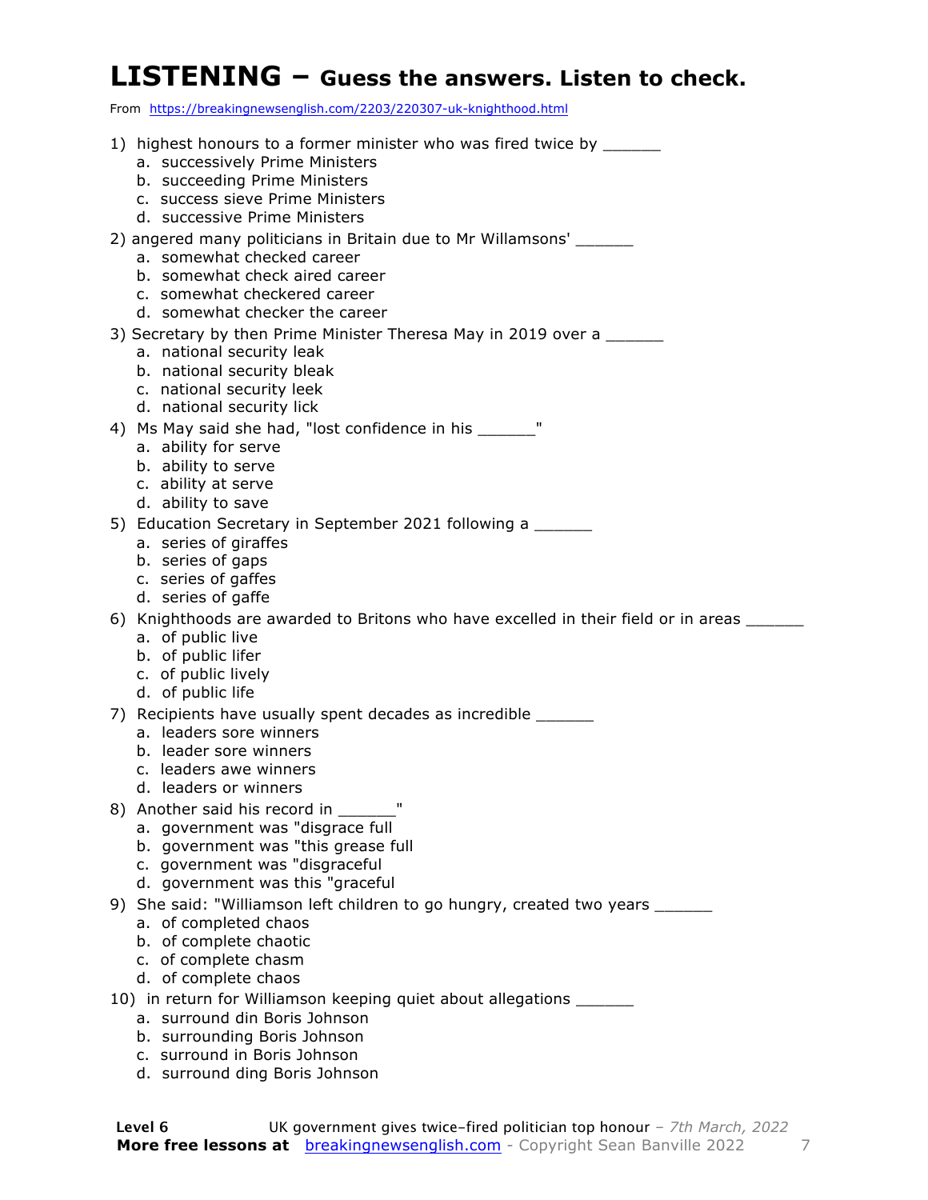# LISTENING – Guess the answers. Listen to check.

From https://breakingnewsenglish.com/2203/220307-uk-knighthood.html

1) highest honours to a former minister who was fired twice by ______
   a. successively Prime Ministers
   b. succeeding Prime Ministers
   c. success sieve Prime Ministers
   d. successive Prime Ministers

2) angered many politicians in Britain due to Mr Willamsons' ______
   a. somewhat checked career
   b. somewhat check aired career
   c. somewhat checkered career
   d. somewhat checker the career

3) Secretary by then Prime Minister Theresa May in 2019 over a ______
   a. national security leak
   b. national security bleak
   c. national security leek
   d. national security lick

4) Ms May said she had, "lost confidence in his ______"
   a. ability for serve
   b. ability to serve
   c. ability at serve
   d. ability to save

5) Education Secretary in September 2021 following a ______
   a. series of giraffes
   b. series of gaps
   c. series of gaffes
   d. series of gaffe

6) Knighthoods are awarded to Britons who have excelled in their field or in areas ______
   a. of public live
   b. of public lifer
   c. of public lively
   d. of public life

7) Recipients have usually spent decades as incredible ______
   a. leaders sore winners
   b. leader sore winners
   c. leaders awe winners
   d. leaders or winners

8) Another said his record in ______"
   a. government was "disgrace full
   b. government was "this grease full
   c. government was "disgraceful
   d. government was this "graceful

9) She said: "Williamson left children to go hungry, created two years ______
   a. of completed chaos
   b. of complete chaotic
   c. of complete chasm
   d. of complete chaos

10) in return for Williamson keeping quiet about allegations ______
   a. surround din Boris Johnson
   b. surrounding Boris Johnson
   c. surround in Boris Johnson
   d. surround ding Boris Johnson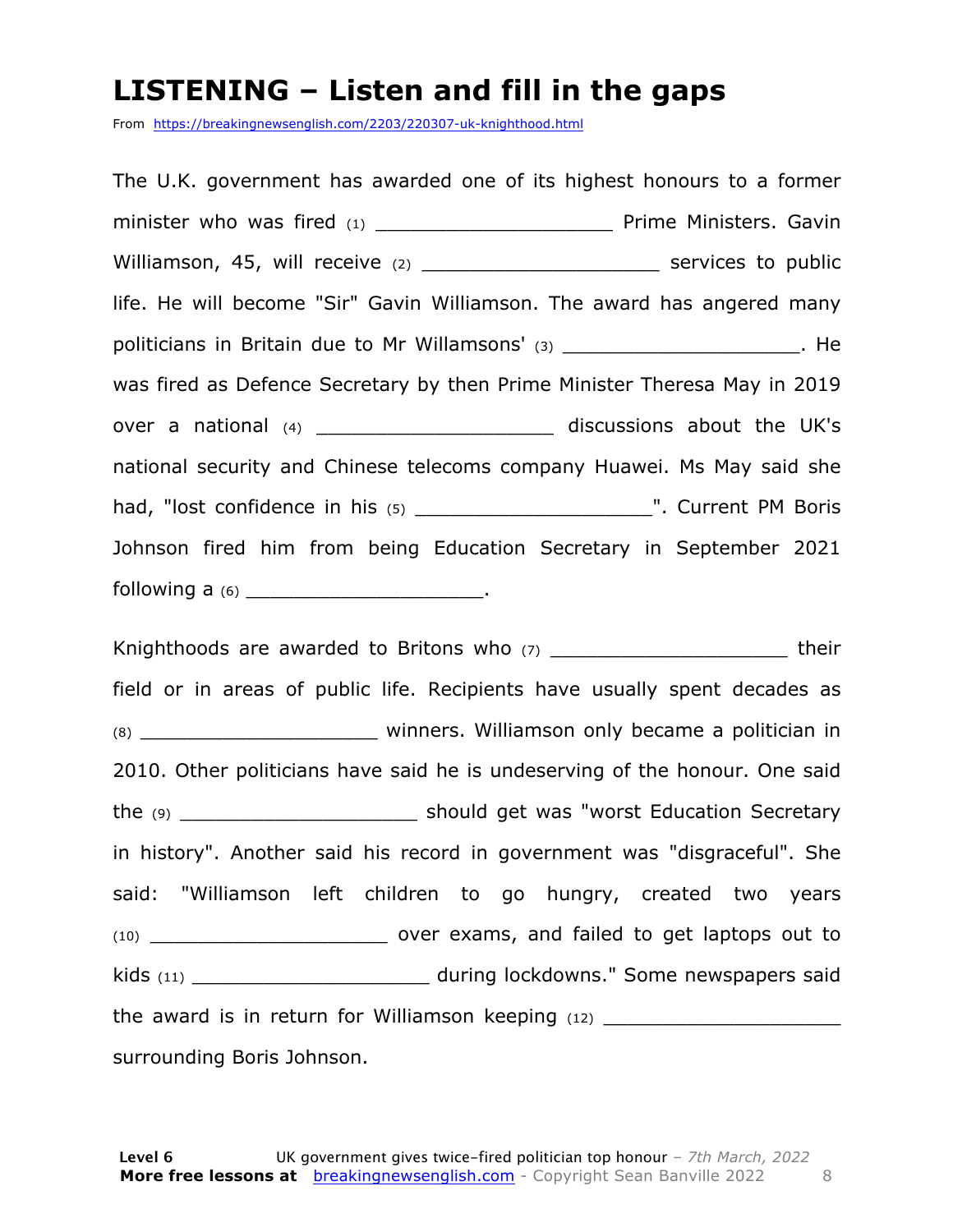# LISTENING – Listen and fill in the gaps

From https://breakingnewsenglish.com/2203/220307-uk-knighthood.html

The U.K. government has awarded one of its highest honours to a former minister who was fired (1) ____________________ Prime Ministers. Gavin Williamson, 45, will receive (2) ____________________ services to public life. He will become "Sir" Gavin Williamson. The award has angered many politicians in Britain due to Mr Willamsons' (3) ____________________. He was fired as Defence Secretary by then Prime Minister Theresa May in 2019 over a national (4) ____________________ discussions about the UK's national security and Chinese telecoms company Huawei. Ms May said she had, "lost confidence in his (5) ____________________". Current PM Boris Johnson fired him from being Education Secretary in September 2021 following a (6) ____________________.

Knighthoods are awarded to Britons who (7) ____________________ their field or in areas of public life. Recipients have usually spent decades as (8) ____________________ winners. Williamson only became a politician in 2010. Other politicians have said he is undeserving of the honour. One said the (9) ____________________ should get was "worst Education Secretary in history". Another said his record in government was "disgraceful". She said: "Williamson left children to go hungry, created two years (10) ____________________ over exams, and failed to get laptops out to kids (11) ____________________ during lockdowns." Some newspapers said the award is in return for Williamson keeping (12) ____________________ surrounding Boris Johnson.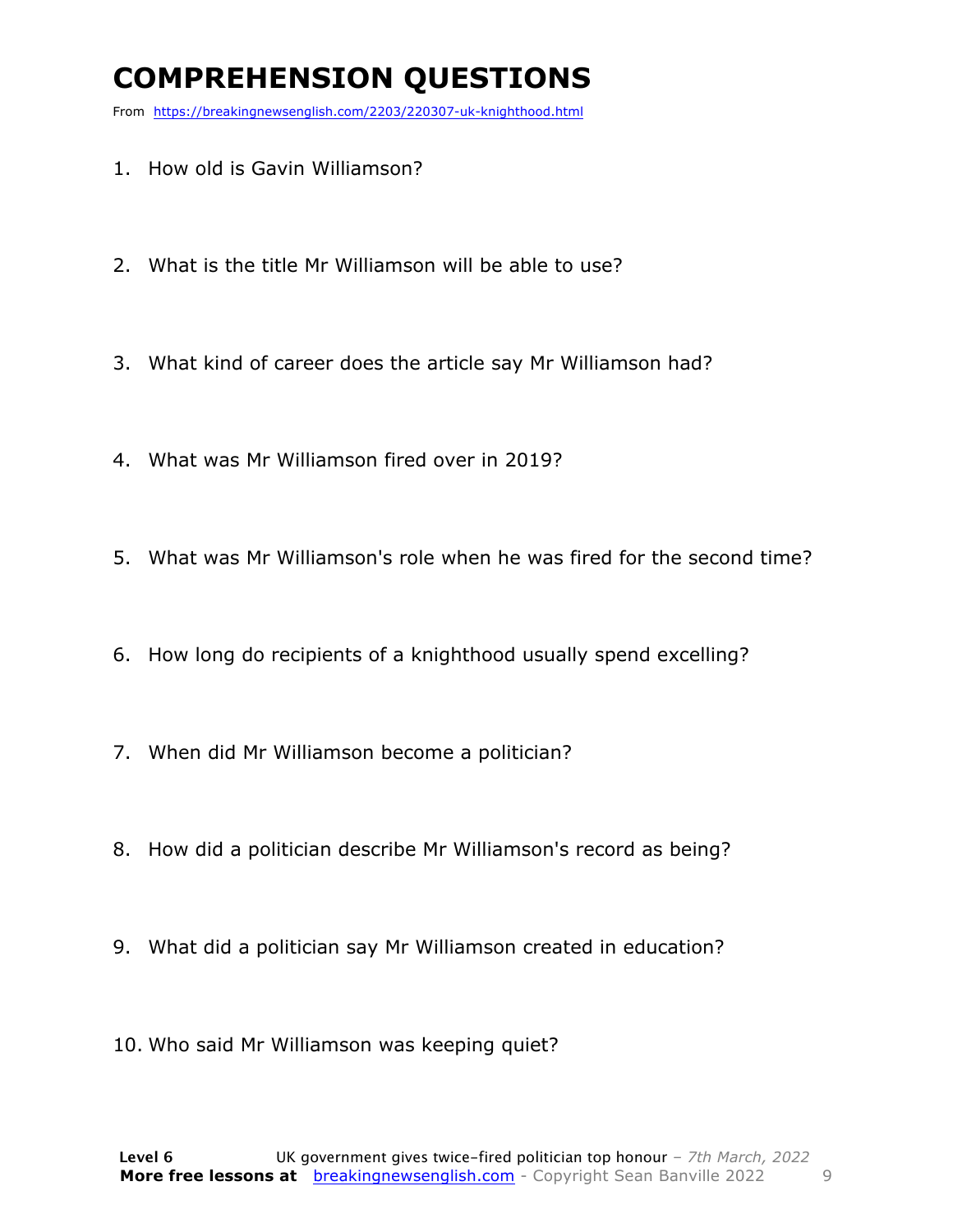# COMPREHENSION QUESTIONS

From https://breakingnewsenglish.com/2203/220307-uk-knighthood.html

1. How old is Gavin Williamson?
2. What is the title Mr Williamson will be able to use?
3. What kind of career does the article say Mr Williamson had?
4. What was Mr Williamson fired over in 2019?
5. What was Mr Williamson's role when he was fired for the second time?
6. How long do recipients of a knighthood usually spend excelling?
7. When did Mr Williamson become a politician?
8. How did a politician describe Mr Williamson's record as being?
9. What did a politician say Mr Williamson created in education?
10. Who said Mr Williamson was keeping quiet?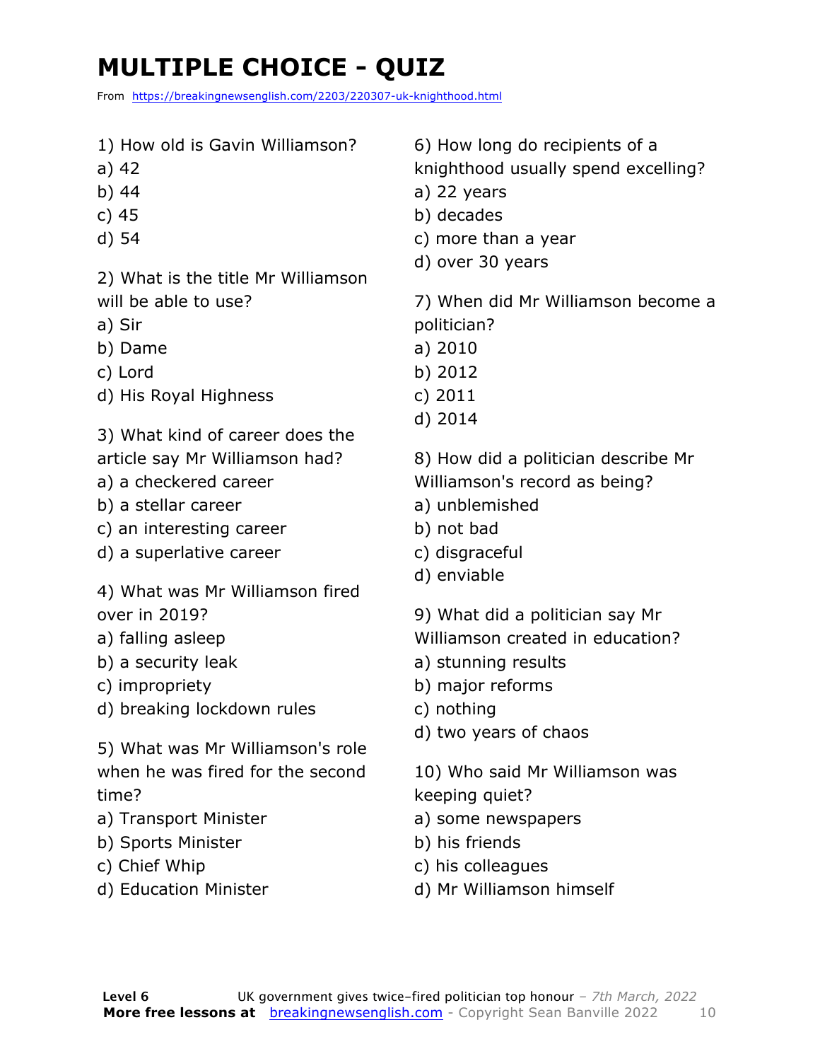# MULTIPLE CHOICE - QUIZ

From https://breakingnewsenglish.com/2203/220307-uk-knighthood.html

1) How old is Gavin Williamson?
a) 42
b) 44
c) 45
d) 54

2) What is the title Mr Williamson will be able to use?
a) Sir
b) Dame
c) Lord
d) His Royal Highness

3) What kind of career does the article say Mr Williamson had?
a) a checkered career
b) a stellar career
c) an interesting career
d) a superlative career

4) What was Mr Williamson fired over in 2019?
a) falling asleep
b) a security leak
c) impropriety
d) breaking lockdown rules

5) What was Mr Williamson's role when he was fired for the second time?
a) Transport Minister
b) Sports Minister
c) Chief Whip
d) Education Minister

6) How long do recipients of a knighthood usually spend excelling?
a) 22 years
b) decades
c) more than a year
d) over 30 years

7) When did Mr Williamson become a politician?
a) 2010
b) 2012
c) 2011
d) 2014

8) How did a politician describe Mr Williamson's record as being?
a) unblemished
b) not bad
c) disgraceful
d) enviable

9) What did a politician say Mr Williamson created in education?
a) stunning results
b) major reforms
c) nothing
d) two years of chaos

10) Who said Mr Williamson was keeping quiet?
a) some newspapers
b) his friends
c) his colleagues
d) Mr Williamson himself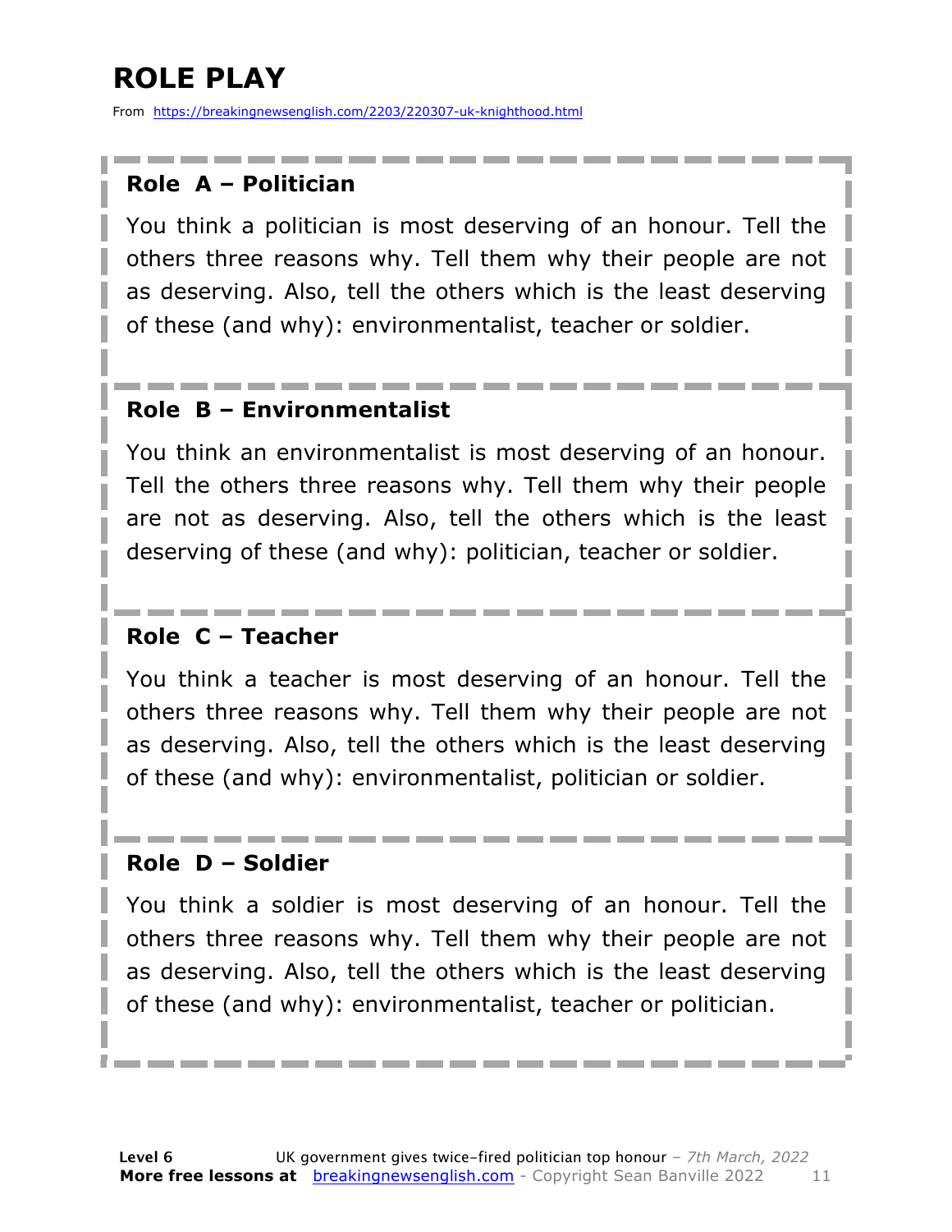# ROLE PLAY

From https://breakingnewsenglish.com/2203/220307-uk-knighthood.html

**Role A – Politician**

You think a politician is most deserving of an honour. Tell the others three reasons why. Tell them why their people are not as deserving. Also, tell the others which is the least deserving of these (and why): environmentalist, teacher or soldier.

**Role B – Environmentalist**

You think an environmentalist is most deserving of an honour. Tell the others three reasons why. Tell them why their people are not as deserving. Also, tell the others which is the least deserving of these (and why): politician, teacher or soldier.

**Role C – Teacher**

You think a teacher is most deserving of an honour. Tell the others three reasons why. Tell them why their people are not as deserving. Also, tell the others which is the least deserving of these (and why): environmentalist, politician or soldier.

**Role D – Soldier**

You think a soldier is most deserving of an honour. Tell the others three reasons why. Tell them why their people are not as deserving. Also, tell the others which is the least deserving of these (and why): environmentalist, teacher or politician.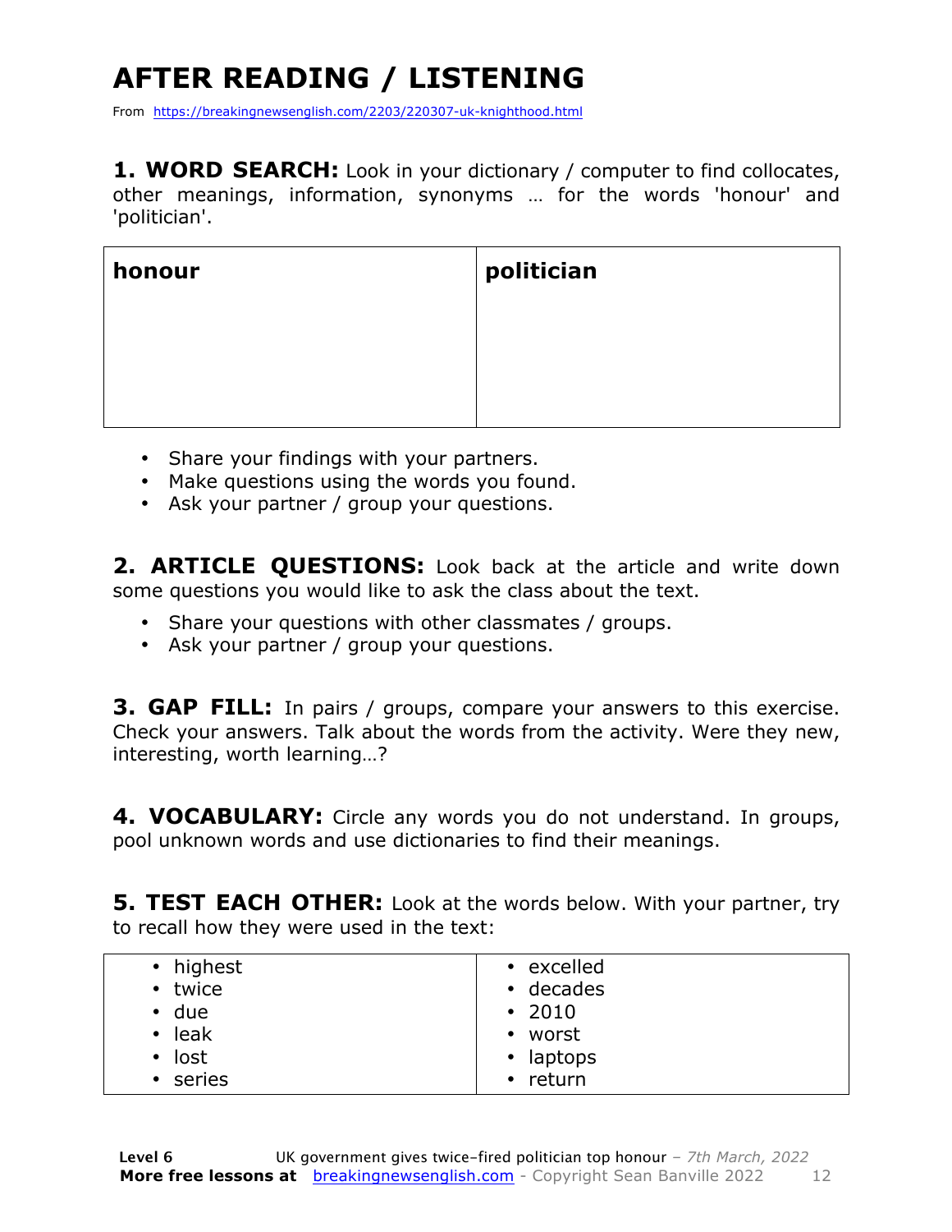# AFTER READING / LISTENING

From https://breakingnewsenglish.com/2203/220307-uk-knighthood.html

**1. WORD SEARCH:** Look in your dictionary / computer to find collocates, other meanings, information, synonyms … for the words 'honour' and 'politician'.

| honour | politician |
|---|---|
| | |

- Share your findings with your partners.
- Make questions using the words you found.
- Ask your partner / group your questions.

**2. ARTICLE QUESTIONS:** Look back at the article and write down some questions you would like to ask the class about the text.

- Share your questions with other classmates / groups.
- Ask your partner / group your questions.

**3. GAP FILL:** In pairs / groups, compare your answers to this exercise. Check your answers. Talk about the words from the activity. Were they new, interesting, worth learning…?

**4. VOCABULARY:** Circle any words you do not understand. In groups, pool unknown words and use dictionaries to find their meanings.

**5. TEST EACH OTHER:** Look at the words below. With your partner, try to recall how they were used in the text:

| | |
|---|---|
| • highest<br>• twice<br>• due<br>• leak<br>• lost<br>• series | • excelled<br>• decades<br>• 2010<br>• worst<br>• laptops<br>• return |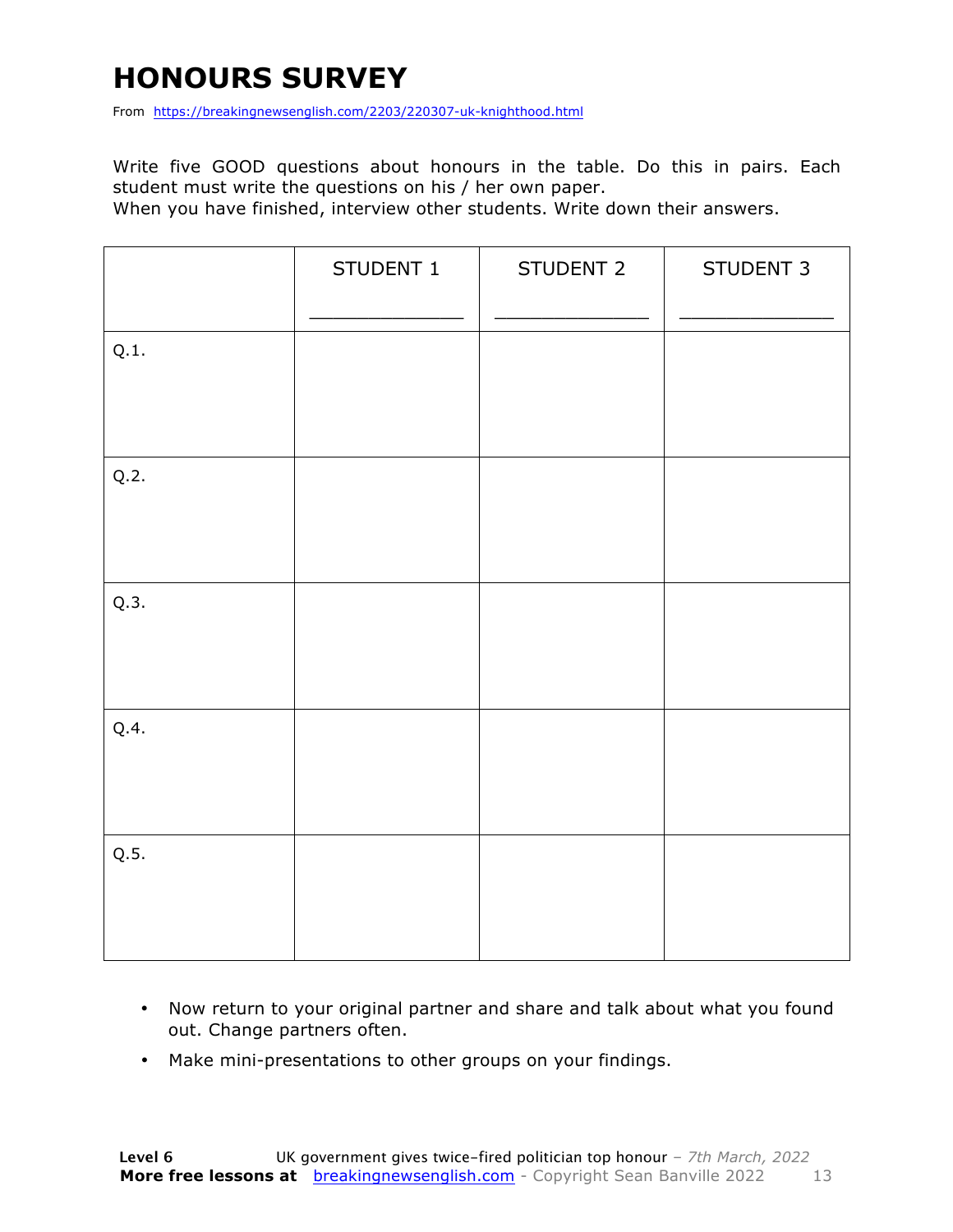# HONOURS SURVEY

From https://breakingnewsenglish.com/2203/220307-uk-knighthood.html

Write five GOOD questions about honours in the table. Do this in pairs. Each student must write the questions on his / her own paper.
When you have finished, interview other students. Write down their answers.

| | STUDENT 1<br>_____________ | STUDENT 2<br>_____________ | STUDENT 3<br>_____________ |
|---|---|---|---|
| Q.1. | | | |
| Q.2. | | | |
| Q.3. | | | |
| Q.4. | | | |
| Q.5. | | | |

- Now return to your original partner and share and talk about what you found out. Change partners often.
- Make mini-presentations to other groups on your findings.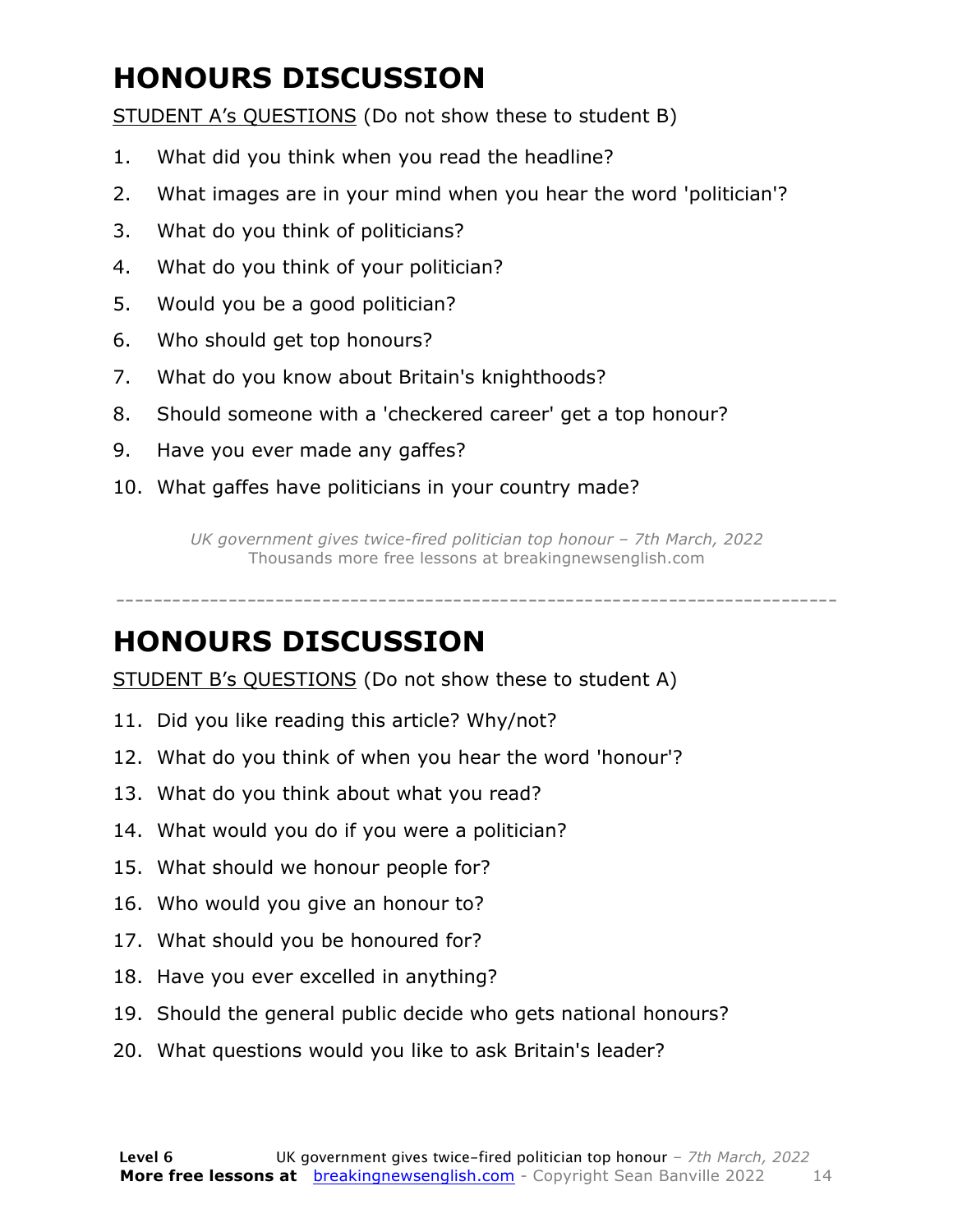# HONOURS DISCUSSION

STUDENT A's QUESTIONS (Do not show these to student B)

1. What did you think when you read the headline?
2. What images are in your mind when you hear the word 'politician'?
3. What do you think of politicians?
4. What do you think of your politician?
5. Would you be a good politician?
6. Who should get top honours?
7. What do you know about Britain's knighthoods?
8. Should someone with a 'checkered career' get a top honour?
9. Have you ever made any gaffes?
10. What gaffes have politicians in your country made?

*UK government gives twice-fired politician top honour – 7th March, 2022*
Thousands more free lessons at breakingnewsenglish.com

---

# HONOURS DISCUSSION

STUDENT B's QUESTIONS (Do not show these to student A)

11. Did you like reading this article? Why/not?
12. What do you think of when you hear the word 'honour'?
13. What do you think about what you read?
14. What would you do if you were a politician?
15. What should we honour people for?
16. Who would you give an honour to?
17. What should you be honoured for?
18. Have you ever excelled in anything?
19. Should the general public decide who gets national honours?
20. What questions would you like to ask Britain's leader?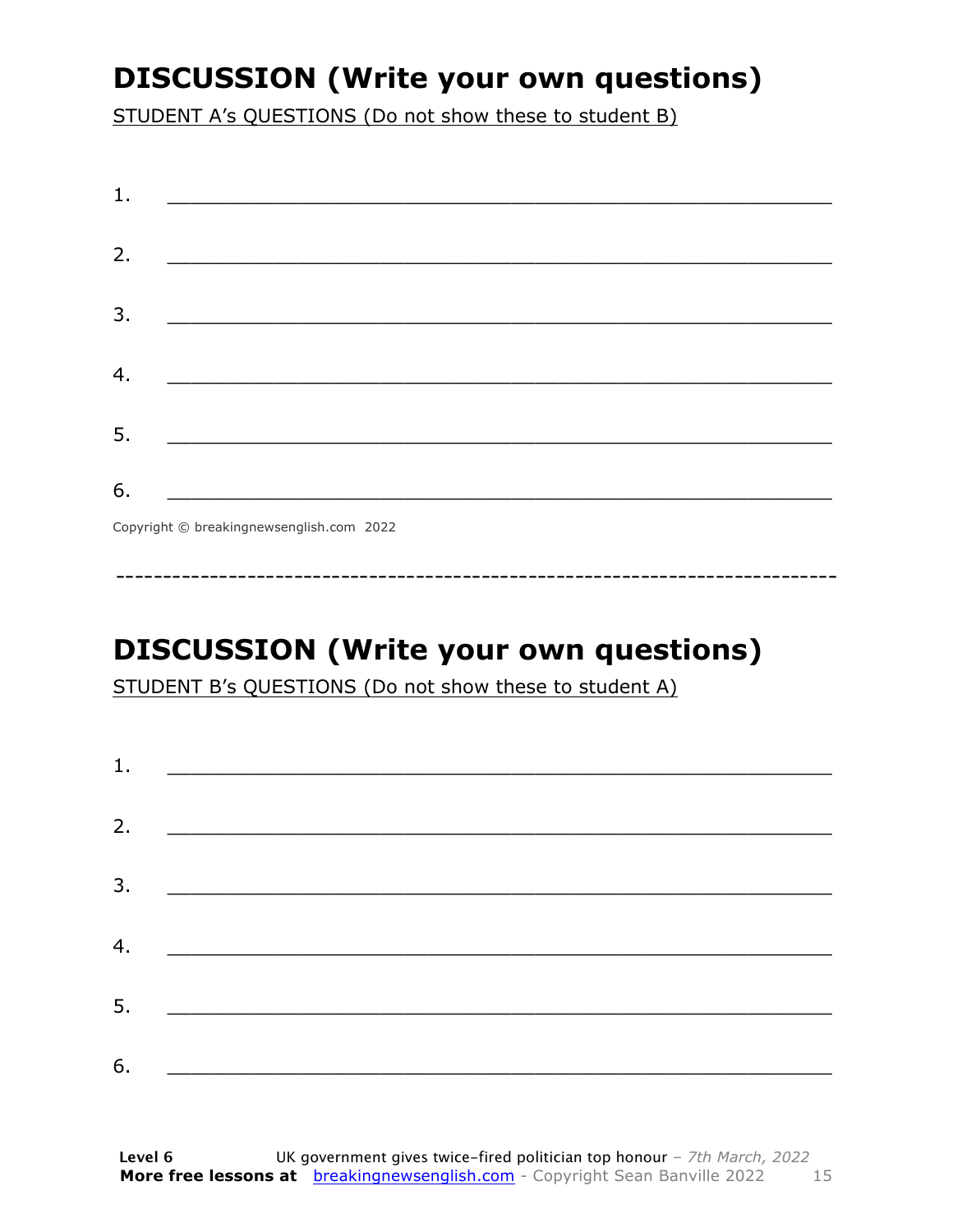## DISCUSSION (Write your own questions)

STUDENT A's QUESTIONS (Do not show these to student B)

1. ___________________________________________________________

2. ___________________________________________________________

3. ___________________________________________________________

4. ___________________________________________________________

5. ___________________________________________________________

6. ___________________________________________________________

Copyright © breakingnewsenglish.com 2022

---

## DISCUSSION (Write your own questions)

STUDENT B's QUESTIONS (Do not show these to student A)

1. ___________________________________________________________

2. ___________________________________________________________

3. ___________________________________________________________

4. ___________________________________________________________

5. ___________________________________________________________

6. ___________________________________________________________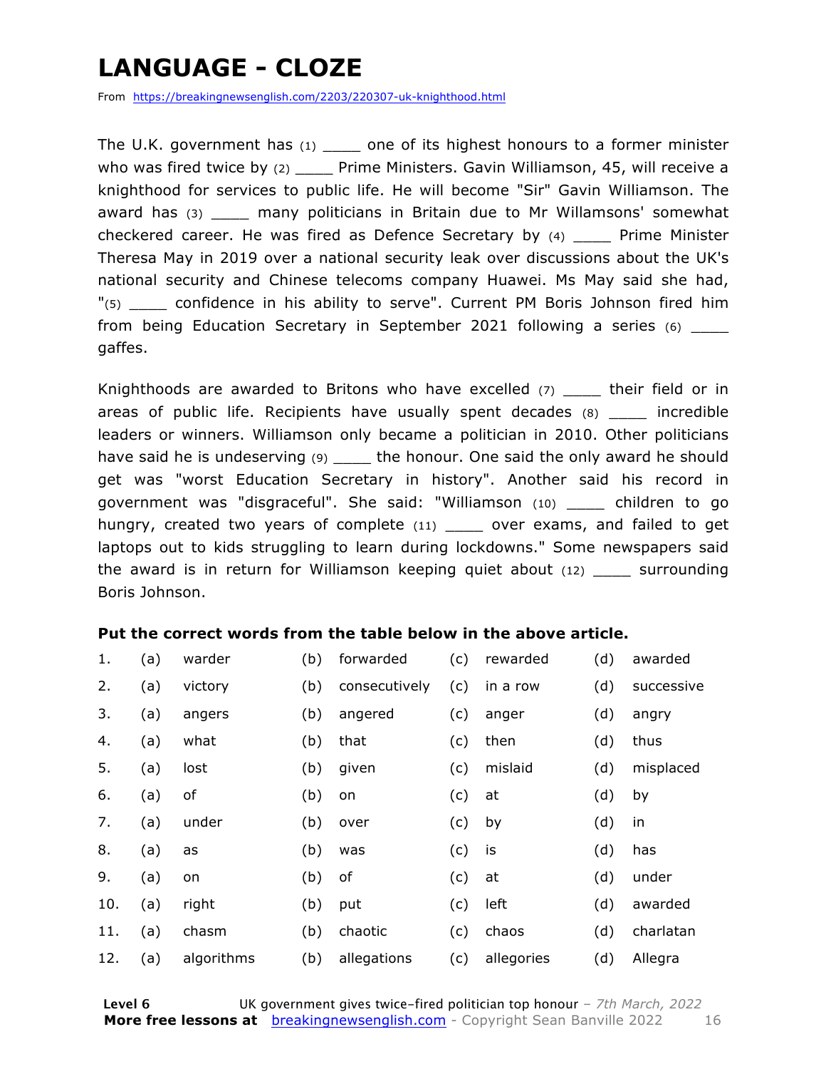# LANGUAGE - CLOZE

From https://breakingnewsenglish.com/2203/220307-uk-knighthood.html

The U.K. government has (1) ____ one of its highest honours to a former minister who was fired twice by (2) ____ Prime Ministers. Gavin Williamson, 45, will receive a knighthood for services to public life. He will become "Sir" Gavin Williamson. The award has (3) ____ many politicians in Britain due to Mr Willamsons' somewhat checkered career. He was fired as Defence Secretary by (4) ____ Prime Minister Theresa May in 2019 over a national security leak over discussions about the UK's national security and Chinese telecoms company Huawei. Ms May said she had, "(5) ____ confidence in his ability to serve". Current PM Boris Johnson fired him from being Education Secretary in September 2021 following a series (6) ____ gaffes.

Knighthoods are awarded to Britons who have excelled (7) ____ their field or in areas of public life. Recipients have usually spent decades (8) ____ incredible leaders or winners. Williamson only became a politician in 2010. Other politicians have said he is undeserving (9) ____ the honour. One said the only award he should get was "worst Education Secretary in history". Another said his record in government was "disgraceful". She said: "Williamson (10) ____ children to go hungry, created two years of complete (11) ____ over exams, and failed to get laptops out to kids struggling to learn during lockdowns." Some newspapers said the award is in return for Williamson keeping quiet about (12) ____ surrounding Boris Johnson.

**Put the correct words from the table below in the above article.**

| | | | | | | | | |
|---|---|---|---|---|---|---|---|---|
| 1. | (a) | warder | (b) | forwarded | (c) | rewarded | (d) | awarded |
| 2. | (a) | victory | (b) | consecutively | (c) | in a row | (d) | successive |
| 3. | (a) | angers | (b) | angered | (c) | anger | (d) | angry |
| 4. | (a) | what | (b) | that | (c) | then | (d) | thus |
| 5. | (a) | lost | (b) | given | (c) | mislaid | (d) | misplaced |
| 6. | (a) | of | (b) | on | (c) | at | (d) | by |
| 7. | (a) | under | (b) | over | (c) | by | (d) | in |
| 8. | (a) | as | (b) | was | (c) | is | (d) | has |
| 9. | (a) | on | (b) | of | (c) | at | (d) | under |
| 10. | (a) | right | (b) | put | (c) | left | (d) | awarded |
| 11. | (a) | chasm | (b) | chaotic | (c) | chaos | (d) | charlatan |
| 12. | (a) | algorithms | (b) | allegations | (c) | allegories | (d) | Allegra |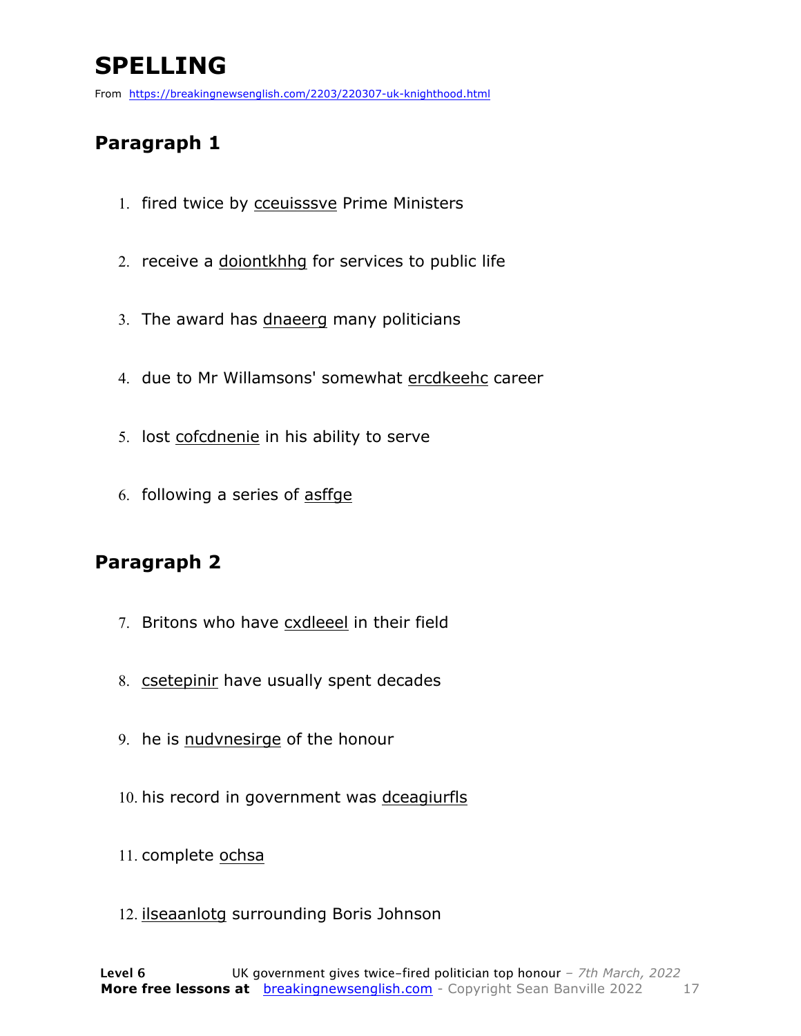# SPELLING

From https://breakingnewsenglish.com/2203/220307-uk-knighthood.html

## Paragraph 1

1. fired twice by cceuisssve Prime Ministers
2. receive a doiontkhhg for services to public life
3. The award has dnaeerg many politicians
4. due to Mr Willamsons' somewhat ercdkeehc career
5. lost cofcdnenie in his ability to serve
6. following a series of asffge

## Paragraph 2

7. Britons who have cxdleeel in their field
8. csetepinir have usually spent decades
9. he is nudvnesirge of the honour
10. his record in government was dceagiurfls
11. complete ochsa
12. ilseaanlotg surrounding Boris Johnson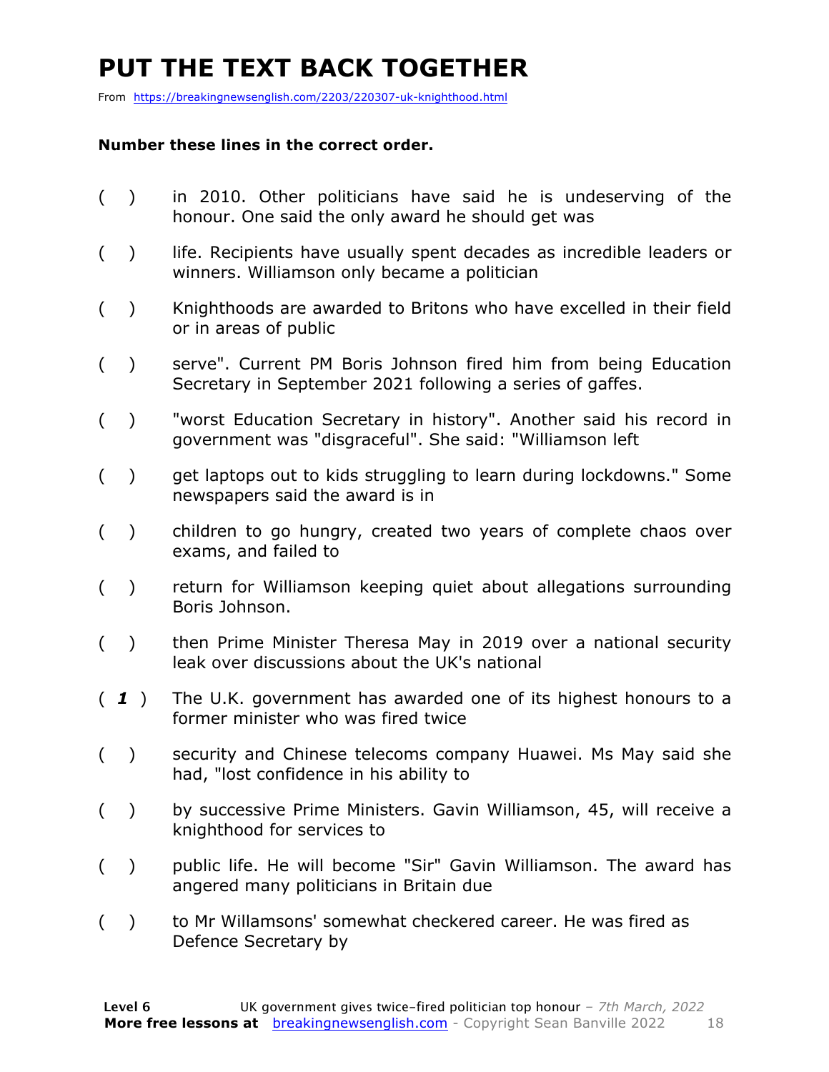# PUT THE TEXT BACK TOGETHER

From https://breakingnewsenglish.com/2203/220307-uk-knighthood.html

**Number these lines in the correct order.**

( ) in 2010. Other politicians have said he is undeserving of the honour. One said the only award he should get was

( ) life. Recipients have usually spent decades as incredible leaders or winners. Williamson only became a politician

( ) Knighthoods are awarded to Britons who have excelled in their field or in areas of public

( ) serve". Current PM Boris Johnson fired him from being Education Secretary in September 2021 following a series of gaffes.

( ) "worst Education Secretary in history". Another said his record in government was "disgraceful". She said: "Williamson left

( ) get laptops out to kids struggling to learn during lockdowns." Some newspapers said the award is in

( ) children to go hungry, created two years of complete chaos over exams, and failed to

( ) return for Williamson keeping quiet about allegations surrounding Boris Johnson.

( ) then Prime Minister Theresa May in 2019 over a national security leak over discussions about the UK's national

( ***1*** ) The U.K. government has awarded one of its highest honours to a former minister who was fired twice

( ) security and Chinese telecoms company Huawei. Ms May said she had, "lost confidence in his ability to

( ) by successive Prime Ministers. Gavin Williamson, 45, will receive a knighthood for services to

( ) public life. He will become "Sir" Gavin Williamson. The award has angered many politicians in Britain due

( ) to Mr Willamsons' somewhat checkered career. He was fired as Defence Secretary by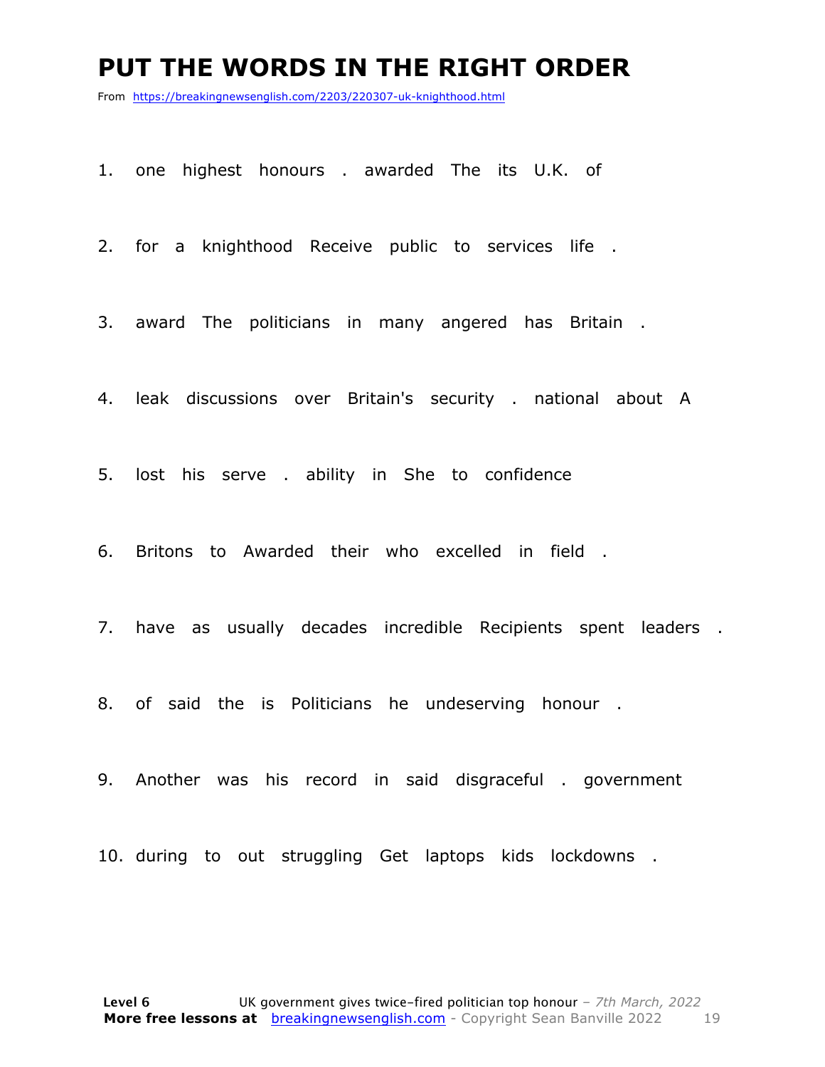# PUT THE WORDS IN THE RIGHT ORDER

From https://breakingnewsenglish.com/2203/220307-uk-knighthood.html

1. one highest honours . awarded The its U.K. of

2. for a knighthood Receive public to services life .

3. award The politicians in many angered has Britain .

4. leak discussions over Britain's security . national about A

5. lost his serve . ability in She to confidence

6. Britons to Awarded their who excelled in field .

7. have as usually decades incredible Recipients spent leaders .

8. of said the is Politicians he undeserving honour .

9. Another was his record in said disgraceful . government

10. during to out struggling Get laptops kids lockdowns .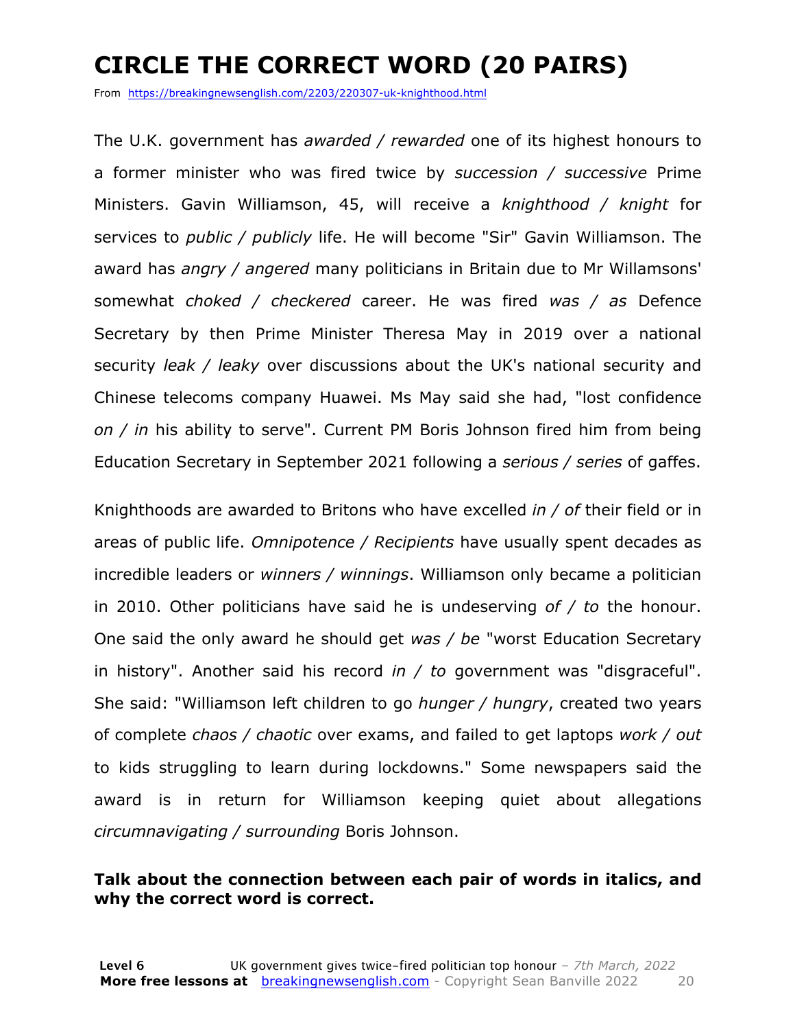# CIRCLE THE CORRECT WORD (20 PAIRS)

From https://breakingnewsenglish.com/2203/220307-uk-knighthood.html

The U.K. government has *awarded / rewarded* one of its highest honours to a former minister who was fired twice by *succession / successive* Prime Ministers. Gavin Williamson, 45, will receive a *knighthood / knight* for services to *public / publicly* life. He will become "Sir" Gavin Williamson. The award has *angry / angered* many politicians in Britain due to Mr Willamsons' somewhat *choked / checkered* career. He was fired *was / as* Defence Secretary by then Prime Minister Theresa May in 2019 over a national security *leak / leaky* over discussions about the UK's national security and Chinese telecoms company Huawei. Ms May said she had, "lost confidence *on / in* his ability to serve". Current PM Boris Johnson fired him from being Education Secretary in September 2021 following a *serious / series* of gaffes.

Knighthoods are awarded to Britons who have excelled *in / of* their field or in areas of public life. *Omnipotence / Recipients* have usually spent decades as incredible leaders or *winners / winnings*. Williamson only became a politician in 2010. Other politicians have said he is undeserving *of / to* the honour. One said the only award he should get *was / be* "worst Education Secretary in history". Another said his record *in / to* government was "disgraceful". She said: "Williamson left children to go *hunger / hungry*, created two years of complete *chaos / chaotic* over exams, and failed to get laptops *work / out* to kids struggling to learn during lockdowns." Some newspapers said the award is in return for Williamson keeping quiet about allegations *circumnavigating / surrounding* Boris Johnson.

**Talk about the connection between each pair of words in italics, and why the correct word is correct.**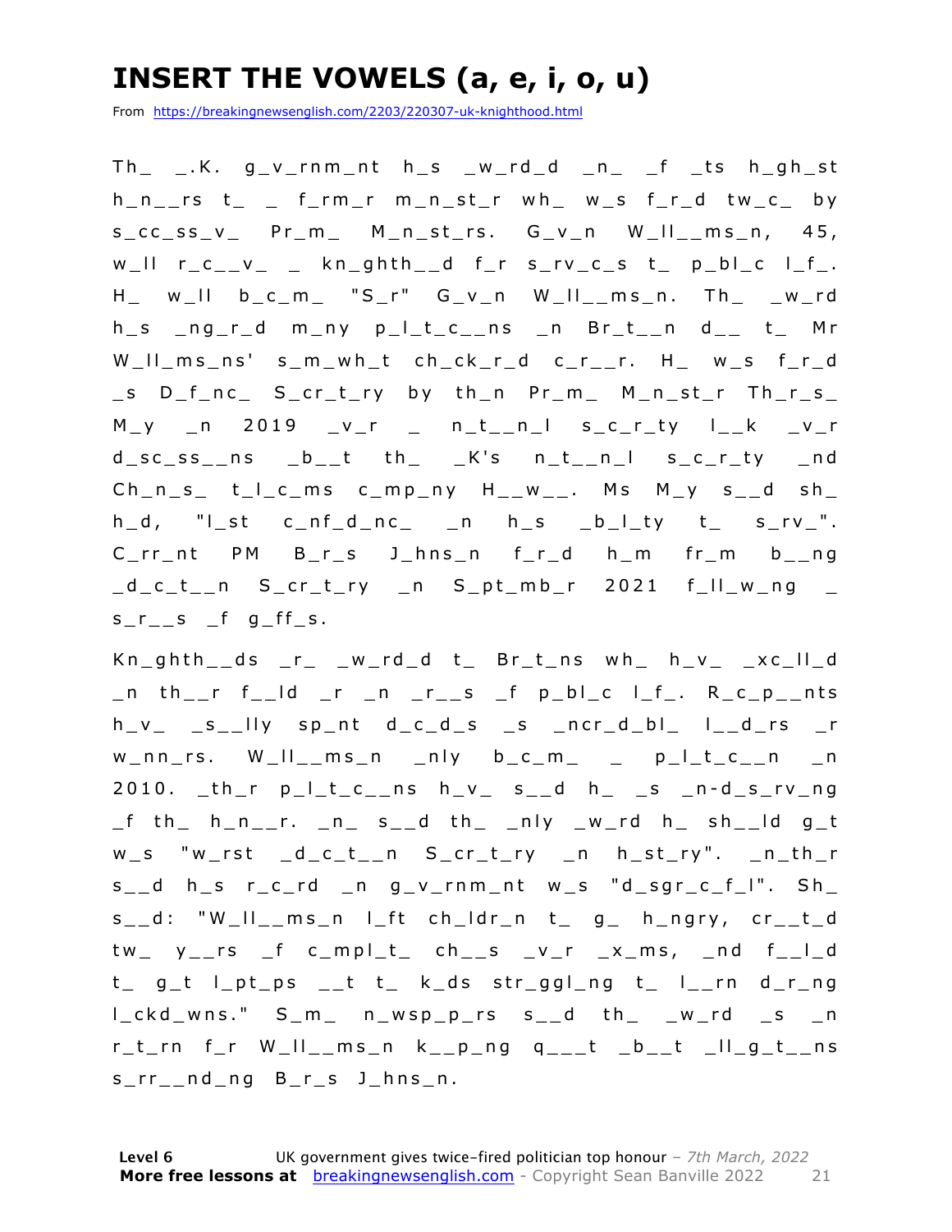# INSERT THE VOWELS (a, e, i, o, u)

From https://breakingnewsenglish.com/2203/220307-uk-knighthood.html

Th_ _.K. g_v_rnm_nt h_s _w_rd_d _n_ _f _ts h_gh_st h_n__rs t_ _ f_rm_r m_n_st_r wh_ w_s f_r_d tw_c_ by s_cc_ss_v_ Pr_m_ M_n_st_rs. G_v_n W_ll__ms_n, 45, w_ll r_c__v_ _ kn_ghth__d f_r s_rv_c_s t_ p_bl_c l_f_. H_ w_ll b_c_m_ "S_r" G_v_n W_ll__ms_n. Th_ _w_rd h_s _ng_r_d m_ny p_l_t_c__ns _n Br_t__n d__ t_ Mr W_ll_ms_ns' s_m_wh_t ch_ck_r_d c_r__r. H_ w_s f_r_d _s D_f_nc_ S_cr_t_ry by th_n Pr_m_ M_n_st_r Th_r_s_ M_y _n 2019 _v_r _ n_t__n_l s_c_r_ty l__k _v_r d_sc_ss__ns _b__t th_ _K's n_t__n_l s_c_r_ty _nd Ch_n_s_ t_l_c_ms c_mp_ny H__w__. Ms M_y s__d sh_ h_d, "l_st c_nf_d_nc_ _n h_s _b_l_ty t_ s_rv_". C_rr_nt PM B_r_s J_hns_n f_r_d h_m fr_m b__ng _d_c_t__n S_cr_t_ry _n S_pt_mb_r 2021 f_ll_w_ng _ s_r__s _f g_ff_s.

Kn_ghth__ds _r_ _w_rd_d t_ Br_t_ns wh_ h_v_ _xc_ll_d _n th__r f__ld _r _n _r__s _f p_bl_c l_f_. R_c_p__nts h_v_ _s__lly sp_nt d_c_d_s _s _ncr_d_bl_ l__d_rs _r w_nn_rs. W_ll__ms_n _nly b_c_m_ _ p_l_t_c__n _n 2010. _th_r p_l_t_c__ns h_v_ s__d h_ _s _n-d_s_rv_ng _f th_ h_n__r. _n_ s__d th_ _nly _w_rd h_ sh__ld g_t w_s "w_rst _d_c_t__n S_cr_t_ry _n h_st_ry". _n_th_r s__d h_s r_c_rd _n g_v_rnm_nt w_s "d_sgr_c_f_l". Sh_ s__d: "W_ll__ms_n l_ft ch_ldr_n t_ g_ h_ngry, cr__t_d tw_ y__rs _f c_mpl_t_ ch__s _v_r _x_ms, _nd f__l_d t_ g_t l_pt_ps __t t_ k_ds str_ggl_ng t_ l__rn d_r_ng l_ckd_wns." S_m_ n_wsp_p_rs s__d th_ _w_rd _s _n r_t_rn f_r W_ll__ms_n k__p_ng q___t _b__t _ll_g_t__ns s_rr__nd_ng B_r_s J_hns_n.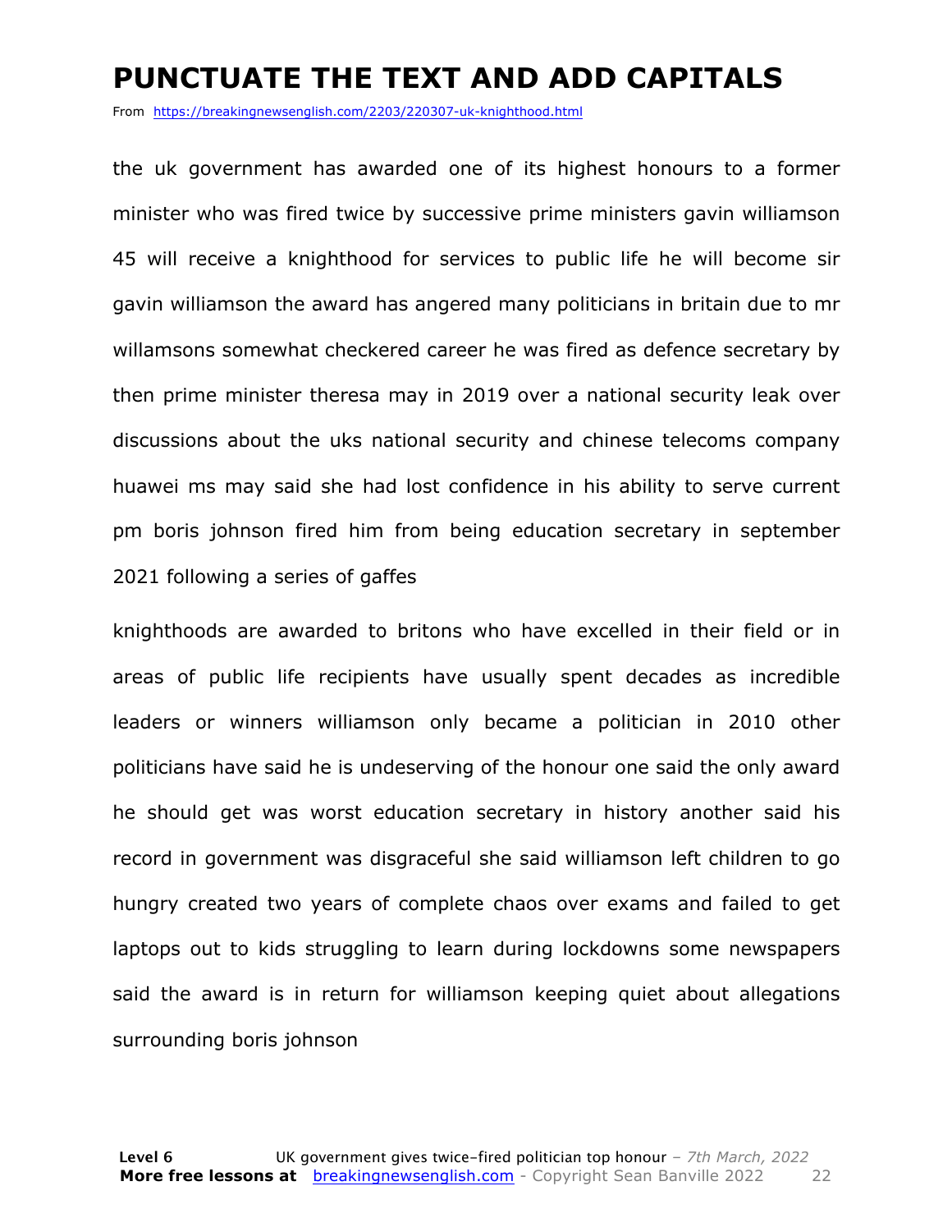# PUNCTUATE THE TEXT AND ADD CAPITALS

From https://breakingnewsenglish.com/2203/220307-uk-knighthood.html

the uk government has awarded one of its highest honours to a former minister who was fired twice by successive prime ministers gavin williamson 45 will receive a knighthood for services to public life he will become sir gavin williamson the award has angered many politicians in britain due to mr willamsons somewhat checkered career he was fired as defence secretary by then prime minister theresa may in 2019 over a national security leak over discussions about the uks national security and chinese telecoms company huawei ms may said she had lost confidence in his ability to serve current pm boris johnson fired him from being education secretary in september 2021 following a series of gaffes

knighthoods are awarded to britons who have excelled in their field or in areas of public life recipients have usually spent decades as incredible leaders or winners williamson only became a politician in 2010 other politicians have said he is undeserving of the honour one said the only award he should get was worst education secretary in history another said his record in government was disgraceful she said williamson left children to go hungry created two years of complete chaos over exams and failed to get laptops out to kids struggling to learn during lockdowns some newspapers said the award is in return for williamson keeping quiet about allegations surrounding boris johnson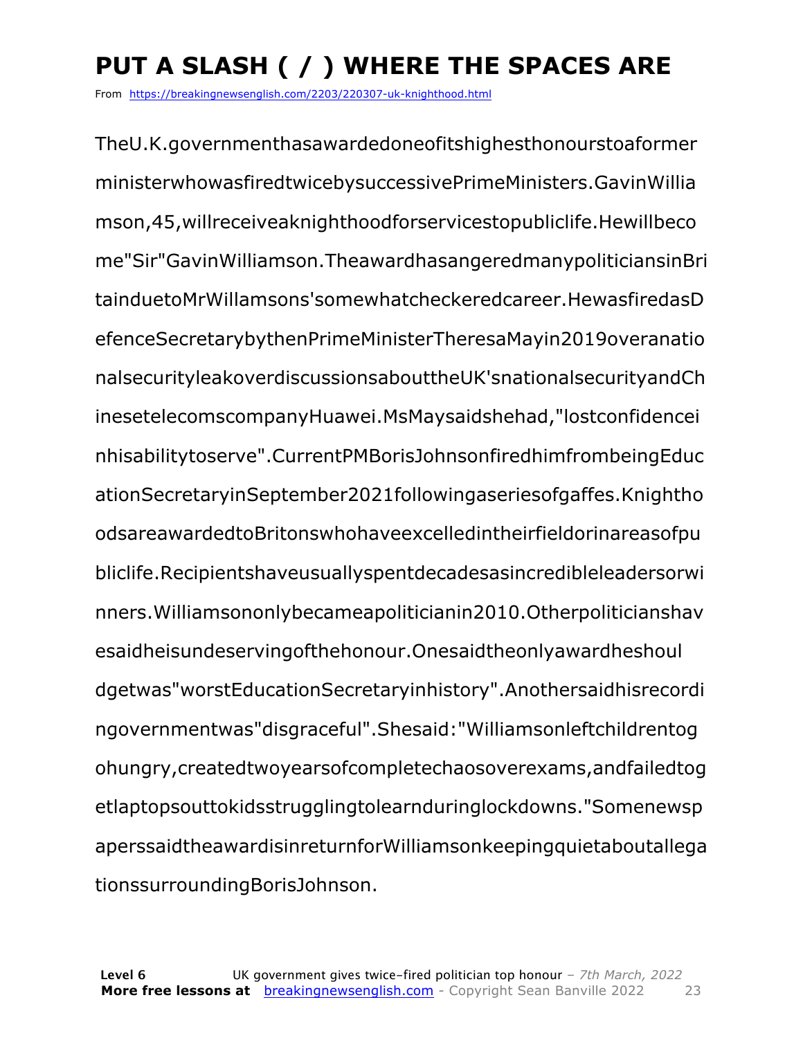# PUT A SLASH ( / ) WHERE THE SPACES ARE

From https://breakingnewsenglish.com/2203/220307-uk-knighthood.html

TheU.K.governmenthasawardedoneofitshighesthonourstoaformer ministerwhowasfiredtwicebysuccessivePrimeMinisters.GavinWillia mson,45,willreceiveaknighthoodforservicestopubliclife.Hewillbeco me"Sir"GavinWilliamson.TheawardhasangeredmanypoliticiansinBri tainduetoMrWillamsons'somewhatcheckeredcareer.HewasfiredasD efenceSecretarybythenPrimeMinisterTheresaMayin2019overanatio nalsecurityleakoverdiscussionsabouttheUK'snationalsecurityandCh inesetelecomscompanyHuawei.MsMaysaidshehad,"lostconfidencei nhisabilitytoserve".CurrentPMBorisJohnsonfiredhimfrombeingEduc ationSecretaryinSeptember2021followingaseriesofgaffes.Knightho odsareawardedtoBritonswhohaveexcelledintheirfieldorinareasofpu bliclife.Recipientshaveusuallyspentdecadesasincredibleleadersorwi nners.Williamsononlybecameapoliticianin2010.Otherpoliticianshav esaidheisundeservingofthehonour.Onesaidtheonlyawardheshoul dgetwas"worstEducationSecretaryinhistory".Anothersaidhisrecordi ngovernmentwas"disgraceful".Shesaid:"Williamsonleftchildrentog ohungry,createdtwoyearsofcompletechaosoverexams,andfailedtog etlaptopsouttokidsstrugglingtolearnduringlockdowns."Somenewsp aperssaidtheawardisinreturnforWilliamsonkeepingquietaboutallega tionssurroundingBorisJohnson.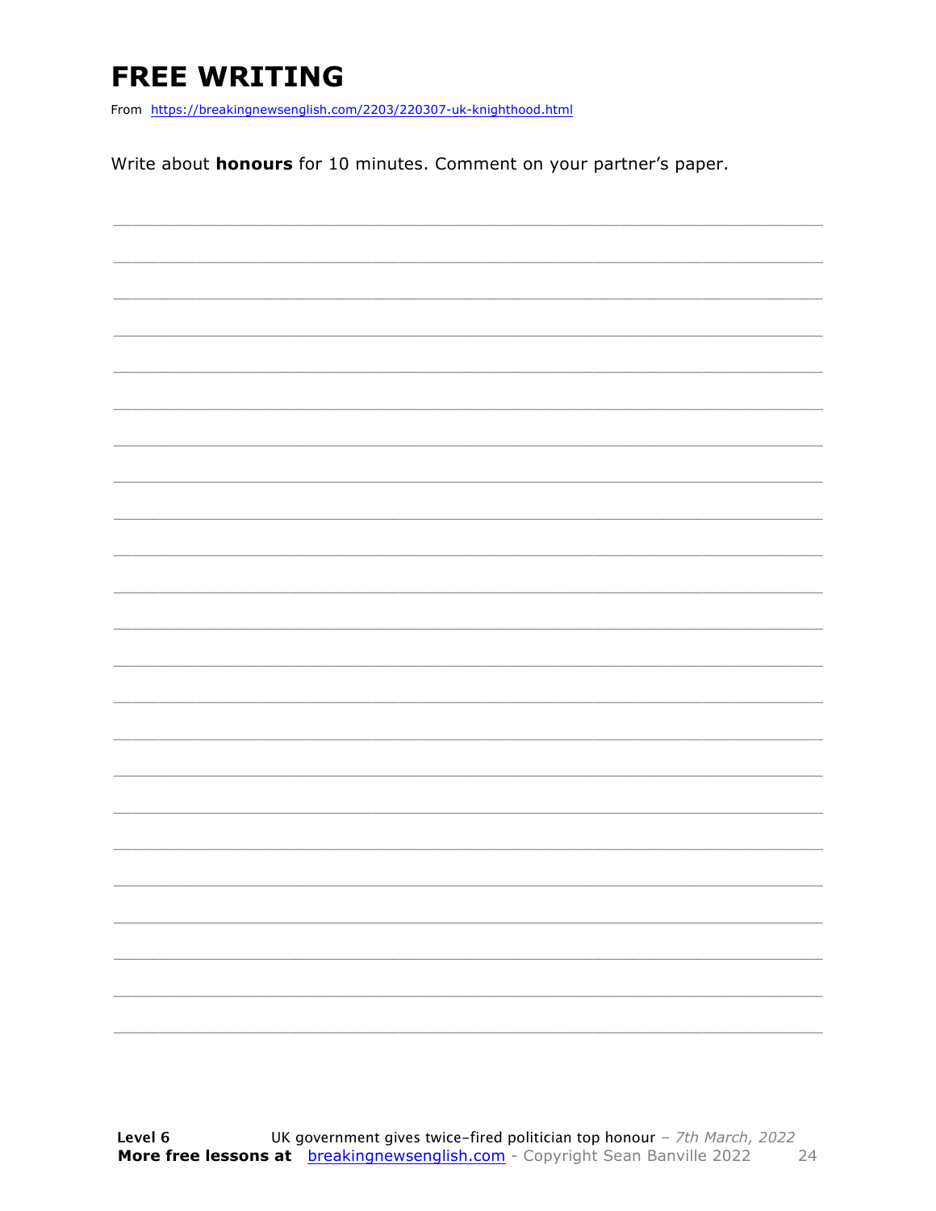# FREE WRITING

From https://breakingnewsenglish.com/2203/220307-uk-knighthood.html

Write about **honours** for 10 minutes. Comment on your partner's paper.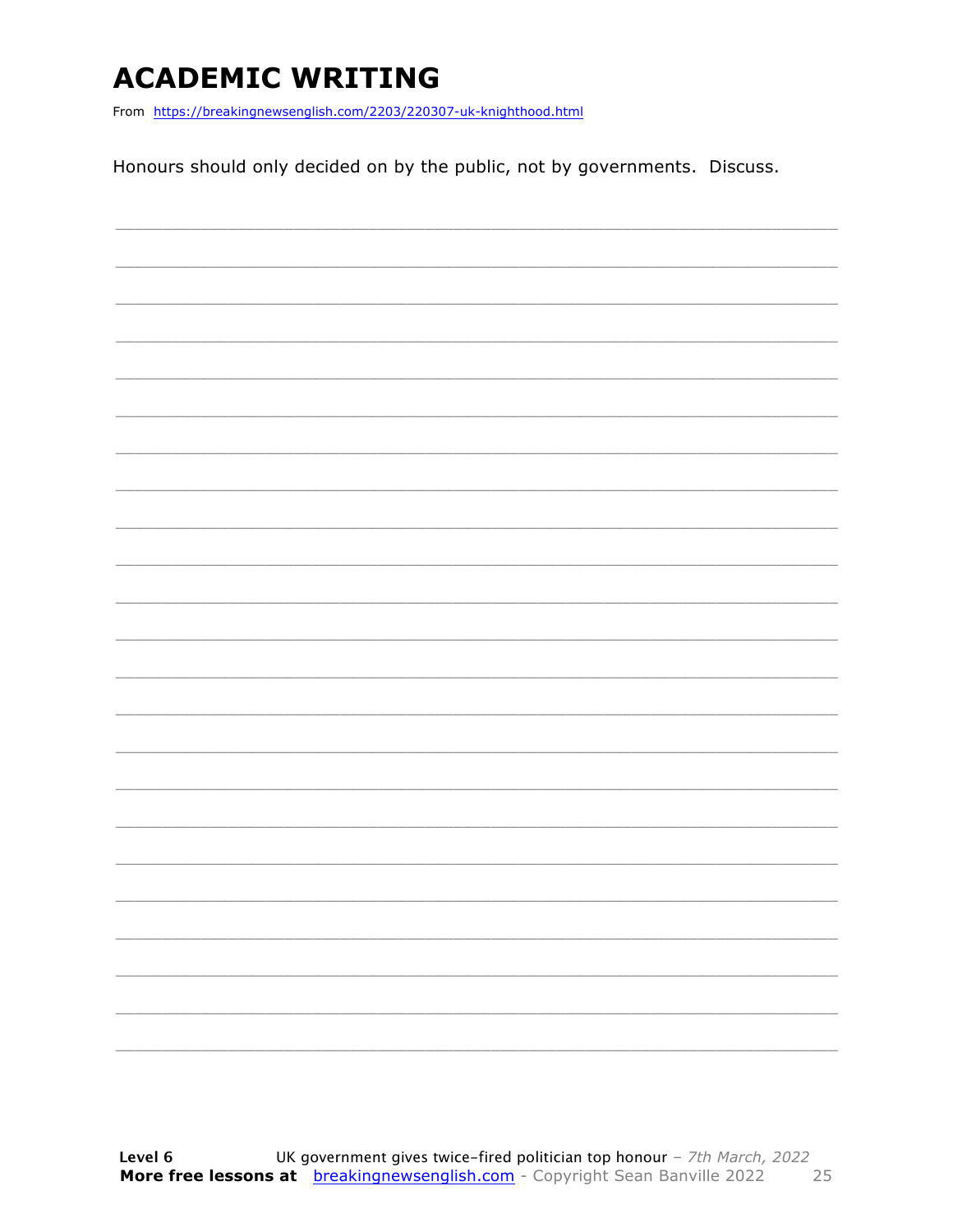# ACADEMIC WRITING

From https://breakingnewsenglish.com/2203/220307-uk-knighthood.html

Honours should only decided on by the public, not by governments. Discuss.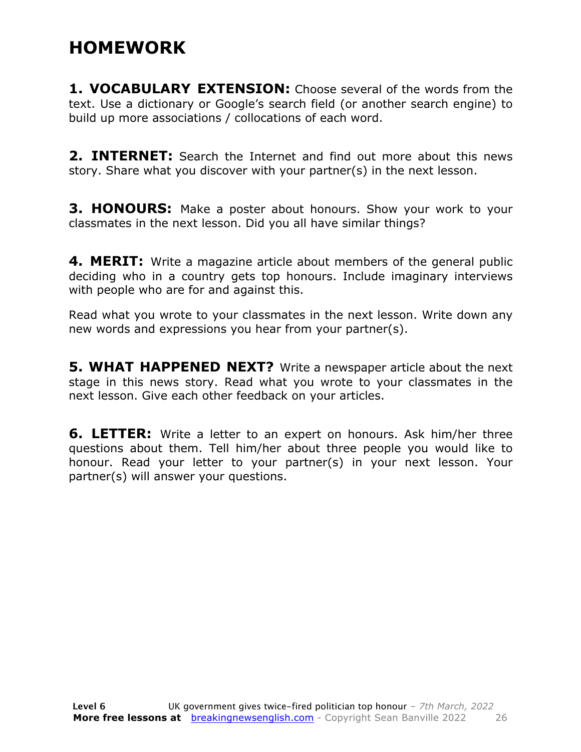# HOMEWORK

**1. VOCABULARY EXTENSION:** Choose several of the words from the text. Use a dictionary or Google's search field (or another search engine) to build up more associations / collocations of each word.

**2. INTERNET:** Search the Internet and find out more about this news story. Share what you discover with your partner(s) in the next lesson.

**3. HONOURS:** Make a poster about honours. Show your work to your classmates in the next lesson. Did you all have similar things?

**4. MERIT:** Write a magazine article about members of the general public deciding who in a country gets top honours. Include imaginary interviews with people who are for and against this.

Read what you wrote to your classmates in the next lesson. Write down any new words and expressions you hear from your partner(s).

**5. WHAT HAPPENED NEXT?** Write a newspaper article about the next stage in this news story. Read what you wrote to your classmates in the next lesson. Give each other feedback on your articles.

**6. LETTER:** Write a letter to an expert on honours. Ask him/her three questions about them. Tell him/her about three people you would like to honour. Read your letter to your partner(s) in your next lesson. Your partner(s) will answer your questions.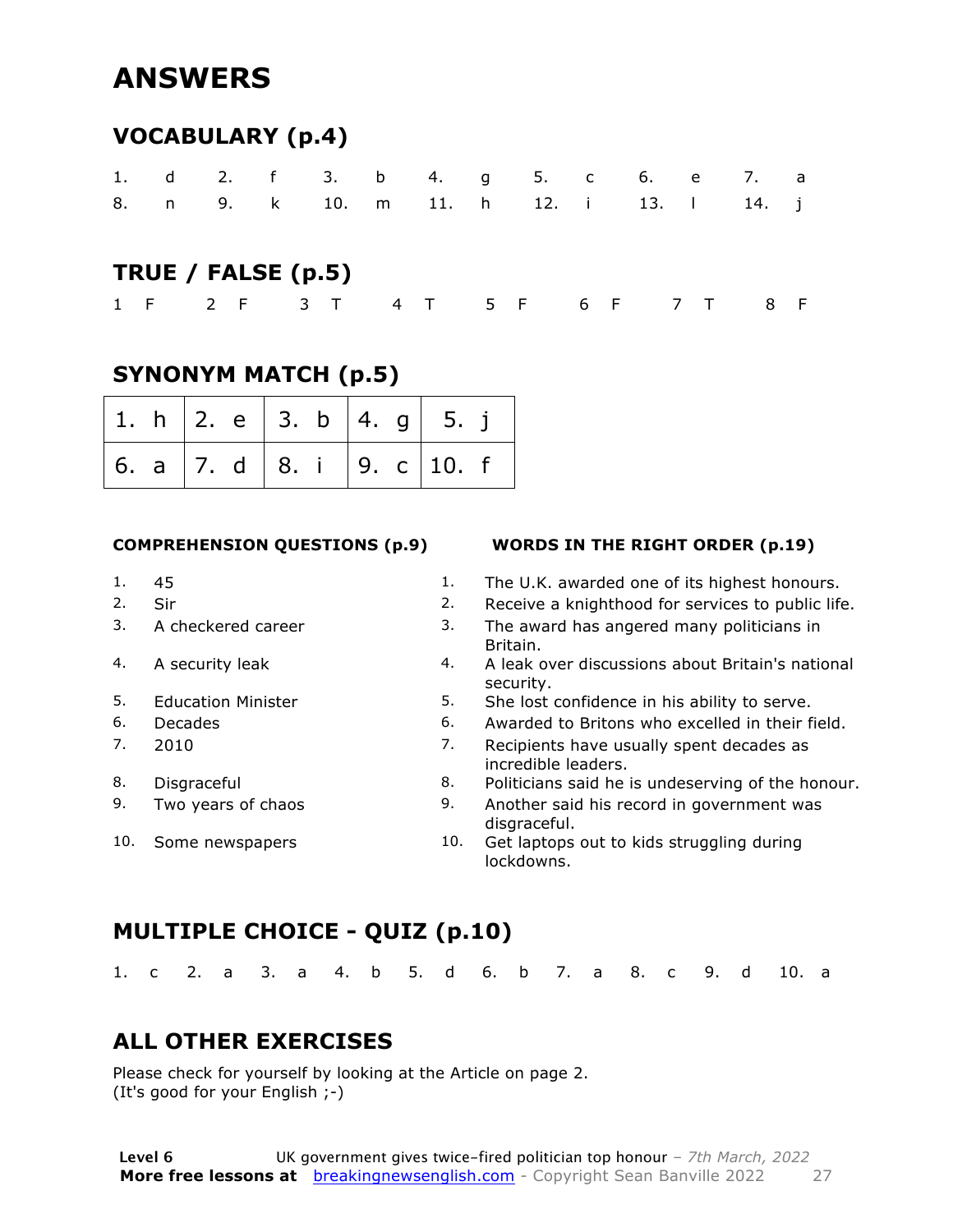# ANSWERS

## VOCABULARY (p.4)

| | | | | | | | | | | | | | |
|---|---|---|---|---|---|---|---|---|---|---|---|---|---|
| 1. | d | 2. | f | 3. | b | 4. | g | 5. | c | 6. | e | 7. | a |
| 8. | n | 9. | k | 10. | m | 11. | h | 12. | i | 13. | l | 14. | j |

## TRUE / FALSE (p.5)

1 F 2 F 3 T 4 T 5 F 6 F 7 T 8 F

## SYNONYM MATCH (p.5)

| | | | | |
|---|---|---|---|---|
| 1. h | 2. e | 3. b | 4. g | 5. j |
| 6. a | 7. d | 8. i | 9. c | 10. f |

### COMPREHENSION QUESTIONS (p.9)

1. 45
2. Sir
3. A checkered career
4. A security leak
5. Education Minister
6. Decades
7. 2010
8. Disgraceful
9. Two years of chaos
10. Some newspapers

### WORDS IN THE RIGHT ORDER (p.19)

1. The U.K. awarded one of its highest honours.
2. Receive a knighthood for services to public life.
3. The award has angered many politicians in Britain.
4. A leak over discussions about Britain's national security.
5. She lost confidence in his ability to serve.
6. Awarded to Britons who excelled in their field.
7. Recipients have usually spent decades as incredible leaders.
8. Politicians said he is undeserving of the honour.
9. Another said his record in government was disgraceful.
10. Get laptops out to kids struggling during lockdowns.

## MULTIPLE CHOICE - QUIZ (p.10)

1. c 2. a 3. a 4. b 5. d 6. b 7. a 8. c 9. d 10. a

## ALL OTHER EXERCISES

Please check for yourself by looking at the Article on page 2.
(It's good for your English ;-)